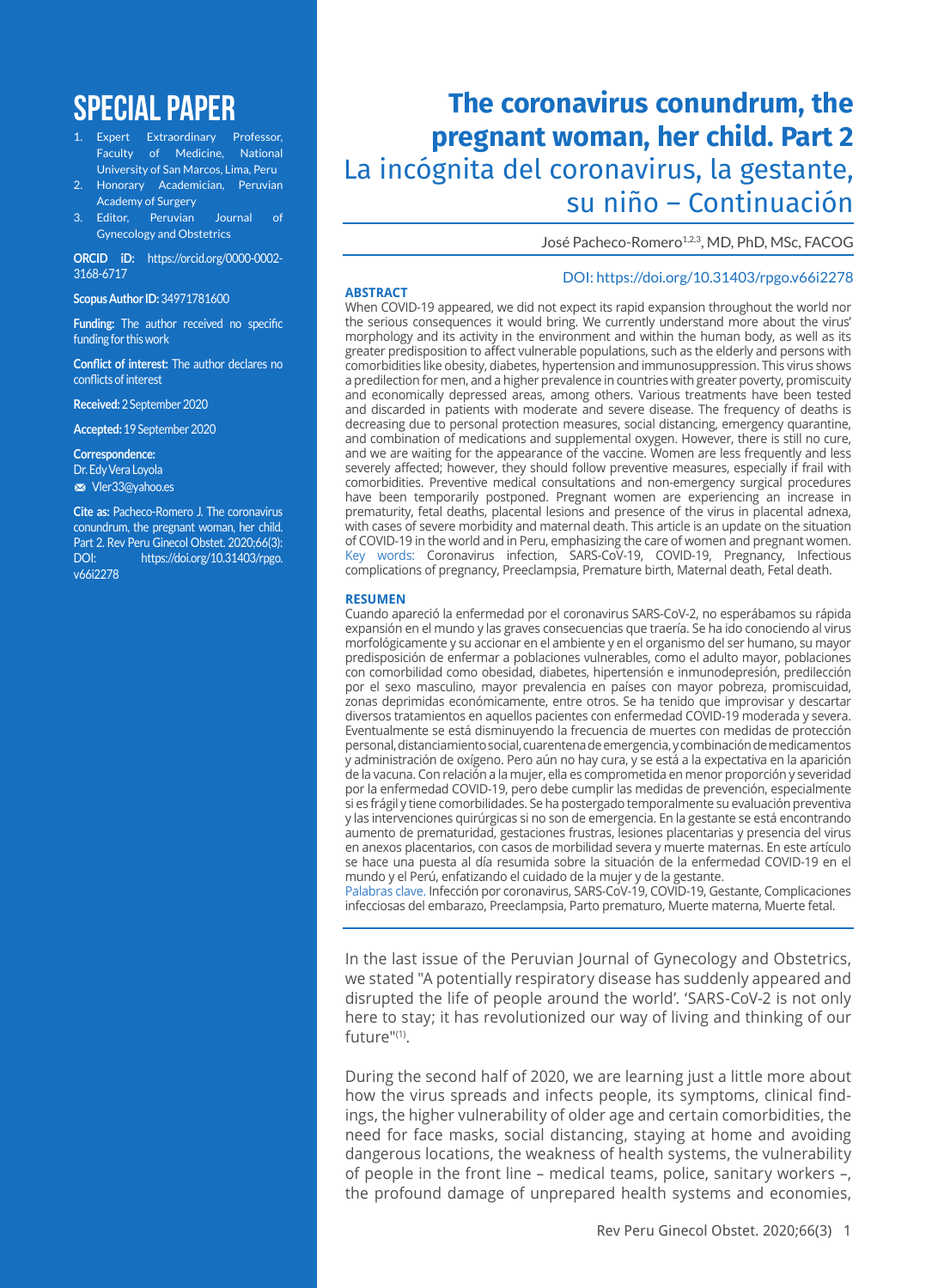# SPECIAL PAPER

1. Expert Extraordinary Professor, Faculty of Medicine, National University of San Marcos, Lima, Peru
2. Honorary Academician, Peruvian Academy of Surgery
3. Editor, Peruvian Journal of Gynecology and Obstetrics

**ORCID iD:** https://orcid.org/0000-0002-3168-6717

**Scopus Author ID:** 34971781600

**Funding:** The author received no specific funding for this work

**Conflict of interest:** The author declares no conflicts of interest

**Received:** 2 September 2020

**Accepted:** 19 September 2020

**Correspondence:**
Dr. Edy Vera Loyola
Vler33@yahoo.es

**Cite as:** Pacheco-Romero J. The coronavirus conundrum, the pregnant woman, her child. Part 2. Rev Peru Ginecol Obstet. 2020;66(3): DOI: https://doi.org/10.31403/rpgo.v66i2278

# The coronavirus conundrum, the pregnant woman, her child. Part 2

## La incógnita del coronavirus, la gestante, su niño – Continuación

José Pacheco-Romero[1,2,3], MD, PhD, MSc, FACOG

DOI: https://doi.org/10.31403/rpgo.v66i2278

### ABSTRACT

When COVID-19 appeared, we did not expect its rapid expansion throughout the world nor the serious consequences it would bring. We currently understand more about the virus' morphology and its activity in the environment and within the human body, as well as its greater predisposition to affect vulnerable populations, such as the elderly and persons with comorbidities like obesity, diabetes, hypertension and immunosuppression. This virus shows a predilection for men, and a higher prevalence in countries with greater poverty, promiscuity and economically depressed areas, among others. Various treatments have been tested and discarded in patients with moderate and severe disease. The frequency of deaths is decreasing due to personal protection measures, social distancing, emergency quarantine, and combination of medications and supplemental oxygen. However, there is still no cure, and we are waiting for the appearance of the vaccine. Women are less frequently and less severely affected; however, they should follow preventive measures, especially if frail with comorbidities. Preventive medical consultations and non-emergency surgical procedures have been temporarily postponed. Pregnant women are experiencing an increase in prematurity, fetal deaths, placental lesions and presence of the virus in placental adnexa, with cases of severe morbidity and maternal death. This article is an update on the situation of COVID-19 in the world and in Peru, emphasizing the care of women and pregnant women.

Key words: Coronavirus infection, SARS-CoV-19, COVID-19, Pregnancy, Infectious complications of pregnancy, Preeclampsia, Premature birth, Maternal death, Fetal death.

### RESUMEN

Cuando apareció la enfermedad por el coronavirus SARS-CoV-2, no esperábamos su rápida expansión en el mundo y las graves consecuencias que traería. Se ha ido conociendo al virus morfológicamente y su accionar en el ambiente y en el organismo del ser humano, su mayor predisposición de enfermar a poblaciones vulnerables, como el adulto mayor, poblaciones con comorbilidad como obesidad, diabetes, hipertensión e inmunodepresión, predilección por el sexo masculino, mayor prevalencia en países con mayor pobreza, promiscuidad, zonas deprimidas económicamente, entre otros. Se ha tenido que improvisar y descartar diversos tratamientos en aquellos pacientes con enfermedad COVID-19 moderada y severa. Eventualmente se está disminuyendo la frecuencia de muertes con medidas de protección personal, distanciamiento social, cuarentena de emergencia, y combinación de medicamentos y administración de oxígeno. Pero aún no hay cura, y se está a la expectativa en la aparición de la vacuna. Con relación a la mujer, ella es comprometida en menor proporción y severidad por la enfermedad COVID-19, pero debe cumplir las medidas de prevención, especialmente si es frágil y tiene comorbilidades. Se ha postergado temporalmente su evaluación preventiva y las intervenciones quirúrgicas si no son de emergencia. En la gestante se está encontrando aumento de prematuridad, gestaciones frustras, lesiones placentarias y presencia del virus en anexos placentarios, con casos de morbilidad severa y muerte maternas. En este artículo se hace una puesta al día resumida sobre la situación de la enfermedad COVID-19 en el mundo y el Perú, enfatizando el cuidado de la mujer y de la gestante.

Palabras clave. Infección por coronavirus, SARS-CoV-19, COVID-19, Gestante, Complicaciones infecciosas del embarazo, Preeclampsia, Parto prematuro, Muerte materna, Muerte fetal.

In the last issue of the Peruvian Journal of Gynecology and Obstetrics, we stated "A potentially respiratory disease has suddenly appeared and disrupted the life of people around the world'. 'SARS-CoV-2 is not only here to stay; it has revolutionized our way of living and thinking of our future"[1].

During the second half of 2020, we are learning just a little more about how the virus spreads and infects people, its symptoms, clinical findings, the higher vulnerability of older age and certain comorbidities, the need for face masks, social distancing, staying at home and avoiding dangerous locations, the weakness of health systems, the vulnerability of people in the front line – medical teams, police, sanitary workers –, the profound damage of unprepared health systems and economies,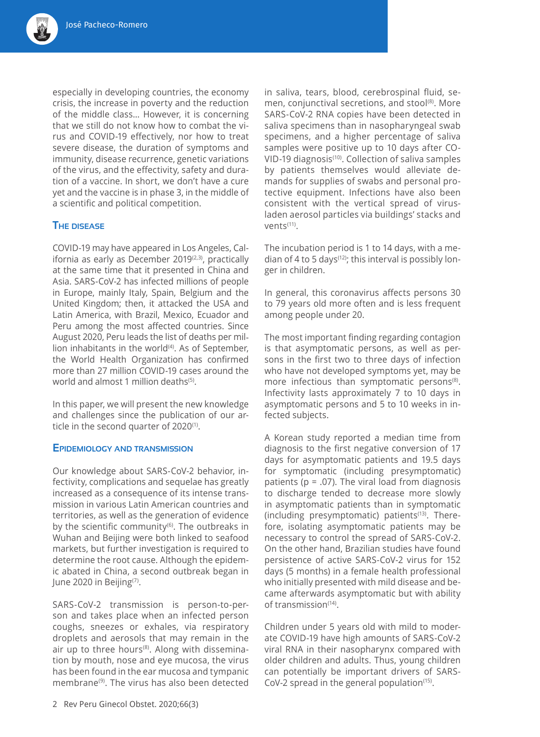especially in developing countries, the economy crisis, the increase in poverty and the reduction of the middle class... However, it is concerning that we still do not know how to combat the virus and COVID-19 effectively, nor how to treat severe disease, the duration of symptoms and immunity, disease recurrence, genetic variations of the virus, and the effectivity, safety and duration of a vaccine. In short, we don't have a cure yet and the vaccine is in phase 3, in the middle of a scientific and political competition.

## The disease

COVID-19 may have appeared in Los Angeles, California as early as December 2019[2,3], practically at the same time that it presented in China and Asia. SARS-CoV-2 has infected millions of people in Europe, mainly Italy, Spain, Belgium and the United Kingdom; then, it attacked the USA and Latin America, with Brazil, Mexico, Ecuador and Peru among the most affected countries. Since August 2020, Peru leads the list of deaths per million inhabitants in the world[4]. As of September, the World Health Organization has confirmed more than 27 million COVID-19 cases around the world and almost 1 million deaths[5].

In this paper, we will present the new knowledge and challenges since the publication of our article in the second quarter of 2020[1].

## Epidemiology and transmission

Our knowledge about SARS-CoV-2 behavior, infectivity, complications and sequelae has greatly increased as a consequence of its intense transmission in various Latin American countries and territories, as well as the generation of evidence by the scientific community[6]. The outbreaks in Wuhan and Beijing were both linked to seafood markets, but further investigation is required to determine the root cause. Although the epidemic abated in China, a second outbreak began in June 2020 in Beijing[7].

SARS-CoV-2 transmission is person-to-person and takes place when an infected person coughs, sneezes or exhales, via respiratory droplets and aerosols that may remain in the air up to three hours[8]. Along with dissemination by mouth, nose and eye mucosa, the virus has been found in the ear mucosa and tympanic membrane[9]. The virus has also been detected in saliva, tears, blood, cerebrospinal fluid, semen, conjunctival secretions, and stool[8]. More SARS-CoV-2 RNA copies have been detected in saliva specimens than in nasopharyngeal swab specimens, and a higher percentage of saliva samples were positive up to 10 days after COVID-19 diagnosis[10]. Collection of saliva samples by patients themselves would alleviate demands for supplies of swabs and personal protective equipment. Infections have also been consistent with the vertical spread of virus-laden aerosol particles via buildings' stacks and vents[11].

The incubation period is 1 to 14 days, with a median of 4 to 5 days[12]; this interval is possibly longer in children.

In general, this coronavirus affects persons 30 to 79 years old more often and is less frequent among people under 20.

The most important finding regarding contagion is that asymptomatic persons, as well as persons in the first two to three days of infection who have not developed symptoms yet, may be more infectious than symptomatic persons[8]. Infectivity lasts approximately 7 to 10 days in asymptomatic persons and 5 to 10 weeks in infected subjects.

A Korean study reported a median time from diagnosis to the first negative conversion of 17 days for asymptomatic patients and 19.5 days for symptomatic (including presymptomatic) patients ($p = .07$). The viral load from diagnosis to discharge tended to decrease more slowly in asymptomatic patients than in symptomatic (including presymptomatic) patients[13]. Therefore, isolating asymptomatic patients may be necessary to control the spread of SARS-CoV-2. On the other hand, Brazilian studies have found persistence of active SARS-CoV-2 virus for 152 days (5 months) in a female health professional who initially presented with mild disease and became afterwards asymptomatic but with ability of transmission[14].

Children under 5 years old with mild to moderate COVID-19 have high amounts of SARS-CoV-2 viral RNA in their nasopharynx compared with older children and adults. Thus, young children can potentially be important drivers of SARS-CoV-2 spread in the general population[15].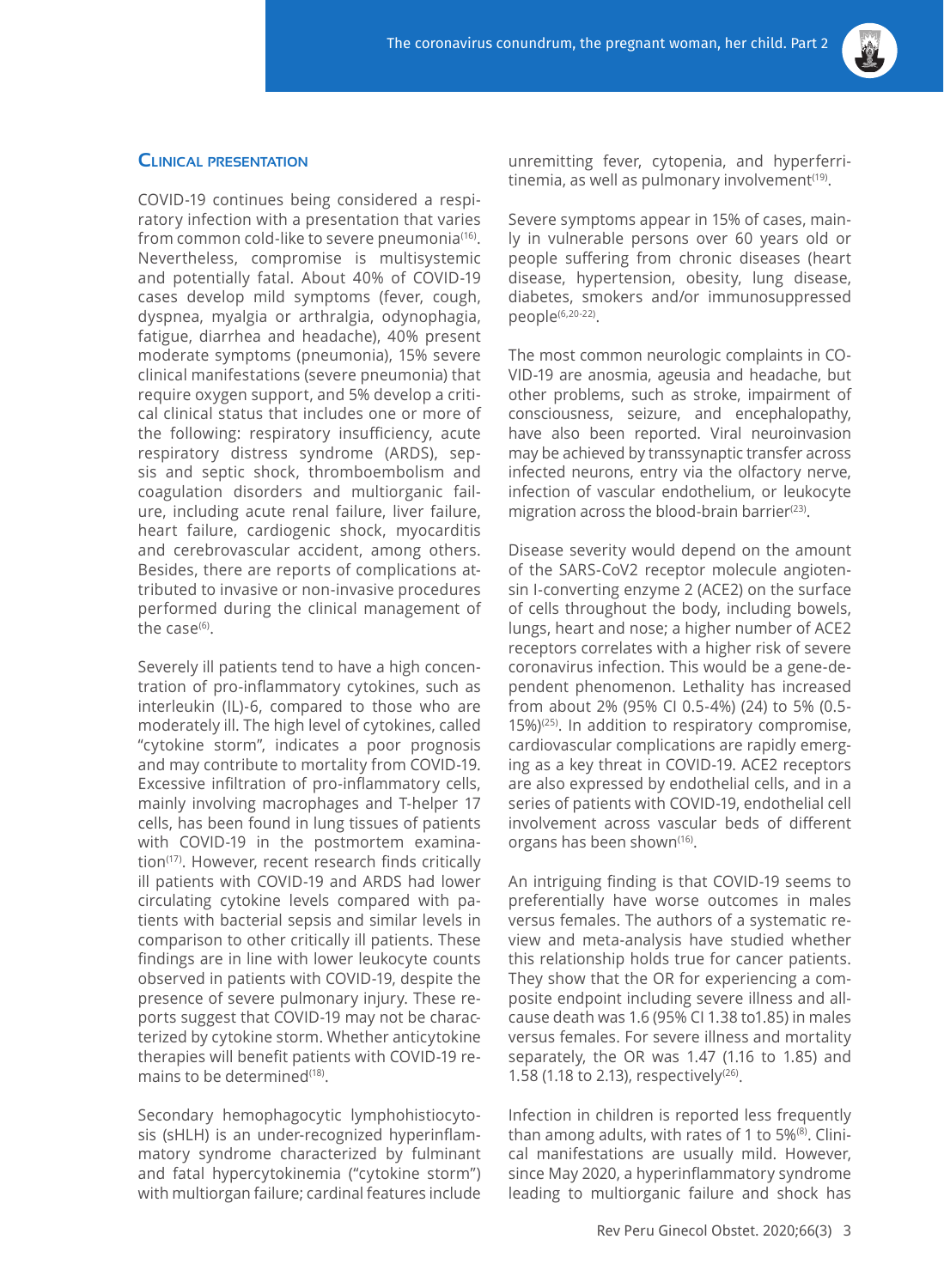## Clinical presentation

COVID-19 continues being considered a respiratory infection with a presentation that varies from common cold-like to severe pneumonia[16]. Nevertheless, compromise is multisystemic and potentially fatal. About 40% of COVID-19 cases develop mild symptoms (fever, cough, dyspnea, myalgia or arthralgia, odynophagia, fatigue, diarrhea and headache), 40% present moderate symptoms (pneumonia), 15% severe clinical manifestations (severe pneumonia) that require oxygen support, and 5% develop a critical clinical status that includes one or more of the following: respiratory insufficiency, acute respiratory distress syndrome (ARDS), sepsis and septic shock, thromboembolism and coagulation disorders and multiorganic failure, including acute renal failure, liver failure, heart failure, cardiogenic shock, myocarditis and cerebrovascular accident, among others. Besides, there are reports of complications attributed to invasive or non-invasive procedures performed during the clinical management of the case[6].

Severely ill patients tend to have a high concentration of pro-inflammatory cytokines, such as interleukin (IL)-6, compared to those who are moderately ill. The high level of cytokines, called "cytokine storm", indicates a poor prognosis and may contribute to mortality from COVID-19. Excessive infiltration of pro-inflammatory cells, mainly involving macrophages and T-helper 17 cells, has been found in lung tissues of patients with COVID-19 in the postmortem examination[17]. However, recent research finds critically ill patients with COVID-19 and ARDS had lower circulating cytokine levels compared with patients with bacterial sepsis and similar levels in comparison to other critically ill patients. These findings are in line with lower leukocyte counts observed in patients with COVID-19, despite the presence of severe pulmonary injury. These reports suggest that COVID-19 may not be characterized by cytokine storm. Whether anticytokine therapies will benefit patients with COVID-19 remains to be determined[18].

Secondary hemophagocytic lymphohistiocytosis (sHLH) is an under-recognized hyperinflammatory syndrome characterized by fulminant and fatal hypercytokinemia ("cytokine storm") with multiorgan failure; cardinal features include unremitting fever, cytopenia, and hyperferritinemia, as well as pulmonary involvement[19].

Severe symptoms appear in 15% of cases, mainly in vulnerable persons over 60 years old or people suffering from chronic diseases (heart disease, hypertension, obesity, lung disease, diabetes, smokers and/or immunosuppressed people[6,20-22].

The most common neurologic complaints in COVID-19 are anosmia, ageusia and headache, but other problems, such as stroke, impairment of consciousness, seizure, and encephalopathy, have also been reported. Viral neuroinvasion may be achieved by transsynaptic transfer across infected neurons, entry via the olfactory nerve, infection of vascular endothelium, or leukocyte migration across the blood-brain barrier[23].

Disease severity would depend on the amount of the SARS-CoV2 receptor molecule angiotensin I-converting enzyme 2 (ACE2) on the surface of cells throughout the body, including bowels, lungs, heart and nose; a higher number of ACE2 receptors correlates with a higher risk of severe coronavirus infection. This would be a gene-dependent phenomenon. Lethality has increased from about 2% (95% CI 0.5-4%) (24) to 5% (0.5-15%)[25]. In addition to respiratory compromise, cardiovascular complications are rapidly emerging as a key threat in COVID-19. ACE2 receptors are also expressed by endothelial cells, and in a series of patients with COVID-19, endothelial cell involvement across vascular beds of different organs has been shown[16].

An intriguing finding is that COVID-19 seems to preferentially have worse outcomes in males versus females. The authors of a systematic review and meta-analysis have studied whether this relationship holds true for cancer patients. They show that the OR for experiencing a composite endpoint including severe illness and all-cause death was 1.6 (95% CI 1.38 to1.85) in males versus females. For severe illness and mortality separately, the OR was 1.47 (1.16 to 1.85) and 1.58 (1.18 to 2.13), respectively[26].

Infection in children is reported less frequently than among adults, with rates of 1 to 5%[8]. Clinical manifestations are usually mild. However, since May 2020, a hyperinflammatory syndrome leading to multiorganic failure and shock has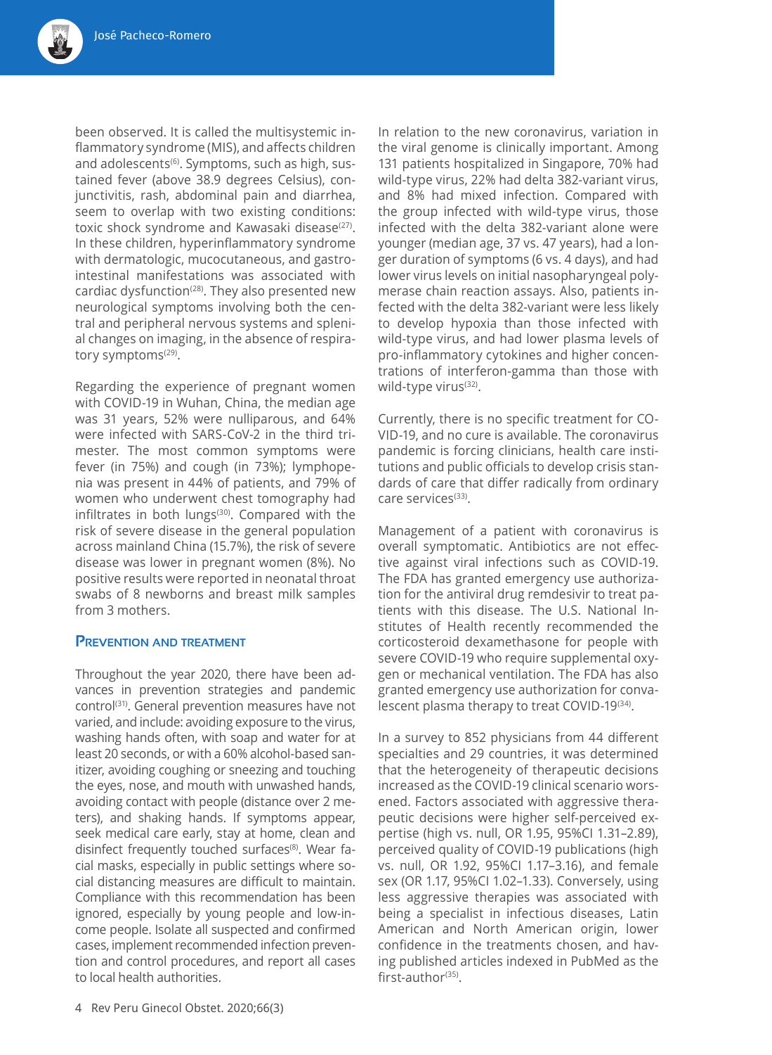been observed. It is called the multisystemic inflammatory syndrome (MIS), and affects children and adolescents[6]. Symptoms, such as high, sustained fever (above 38.9 degrees Celsius), conjunctivitis, rash, abdominal pain and diarrhea, seem to overlap with two existing conditions: toxic shock syndrome and Kawasaki disease[27]. In these children, hyperinflammatory syndrome with dermatologic, mucocutaneous, and gastrointestinal manifestations was associated with cardiac dysfunction[28]. They also presented new neurological symptoms involving both the central and peripheral nervous systems and splenial changes on imaging, in the absence of respiratory symptoms[29].

Regarding the experience of pregnant women with COVID-19 in Wuhan, China, the median age was 31 years, 52% were nulliparous, and 64% were infected with SARS-CoV-2 in the third trimester. The most common symptoms were fever (in 75%) and cough (in 73%); lymphopenia was present in 44% of patients, and 79% of women who underwent chest tomography had infiltrates in both lungs[30]. Compared with the risk of severe disease in the general population across mainland China (15.7%), the risk of severe disease was lower in pregnant women (8%). No positive results were reported in neonatal throat swabs of 8 newborns and breast milk samples from 3 mothers.

## Prevention and treatment

Throughout the year 2020, there have been advances in prevention strategies and pandemic control[31]. General prevention measures have not varied, and include: avoiding exposure to the virus, washing hands often, with soap and water for at least 20 seconds, or with a 60% alcohol-based sanitizer, avoiding coughing or sneezing and touching the eyes, nose, and mouth with unwashed hands, avoiding contact with people (distance over 2 meters), and shaking hands. If symptoms appear, seek medical care early, stay at home, clean and disinfect frequently touched surfaces[8]. Wear facial masks, especially in public settings where social distancing measures are difficult to maintain. Compliance with this recommendation has been ignored, especially by young people and low-income people. Isolate all suspected and confirmed cases, implement recommended infection prevention and control procedures, and report all cases to local health authorities.

In relation to the new coronavirus, variation in the viral genome is clinically important. Among 131 patients hospitalized in Singapore, 70% had wild-type virus, 22% had delta 382-variant virus, and 8% had mixed infection. Compared with the group infected with wild-type virus, those infected with the delta 382-variant alone were younger (median age, 37 vs. 47 years), had a longer duration of symptoms (6 vs. 4 days), and had lower virus levels on initial nasopharyngeal polymerase chain reaction assays. Also, patients infected with the delta 382-variant were less likely to develop hypoxia than those infected with wild-type virus, and had lower plasma levels of pro-inflammatory cytokines and higher concentrations of interferon-gamma than those with wild-type virus[32].

Currently, there is no specific treatment for COVID-19, and no cure is available. The coronavirus pandemic is forcing clinicians, health care institutions and public officials to develop crisis standards of care that differ radically from ordinary care services[33].

Management of a patient with coronavirus is overall symptomatic. Antibiotics are not effective against viral infections such as COVID-19. The FDA has granted emergency use authorization for the antiviral drug remdesivir to treat patients with this disease. The U.S. National Institutes of Health recently recommended the corticosteroid dexamethasone for people with severe COVID-19 who require supplemental oxygen or mechanical ventilation. The FDA has also granted emergency use authorization for convalescent plasma therapy to treat COVID-19[34].

In a survey to 852 physicians from 44 different specialties and 29 countries, it was determined that the heterogeneity of therapeutic decisions increased as the COVID-19 clinical scenario worsened. Factors associated with aggressive therapeutic decisions were higher self-perceived expertise (high vs. null, OR 1.95, 95%CI 1.31–2.89), perceived quality of COVID-19 publications (high vs. null, OR 1.92, 95%CI 1.17–3.16), and female sex (OR 1.17, 95%CI 1.02–1.33). Conversely, using less aggressive therapies was associated with being a specialist in infectious diseases, Latin American and North American origin, lower confidence in the treatments chosen, and having published articles indexed in PubMed as the first-author[35].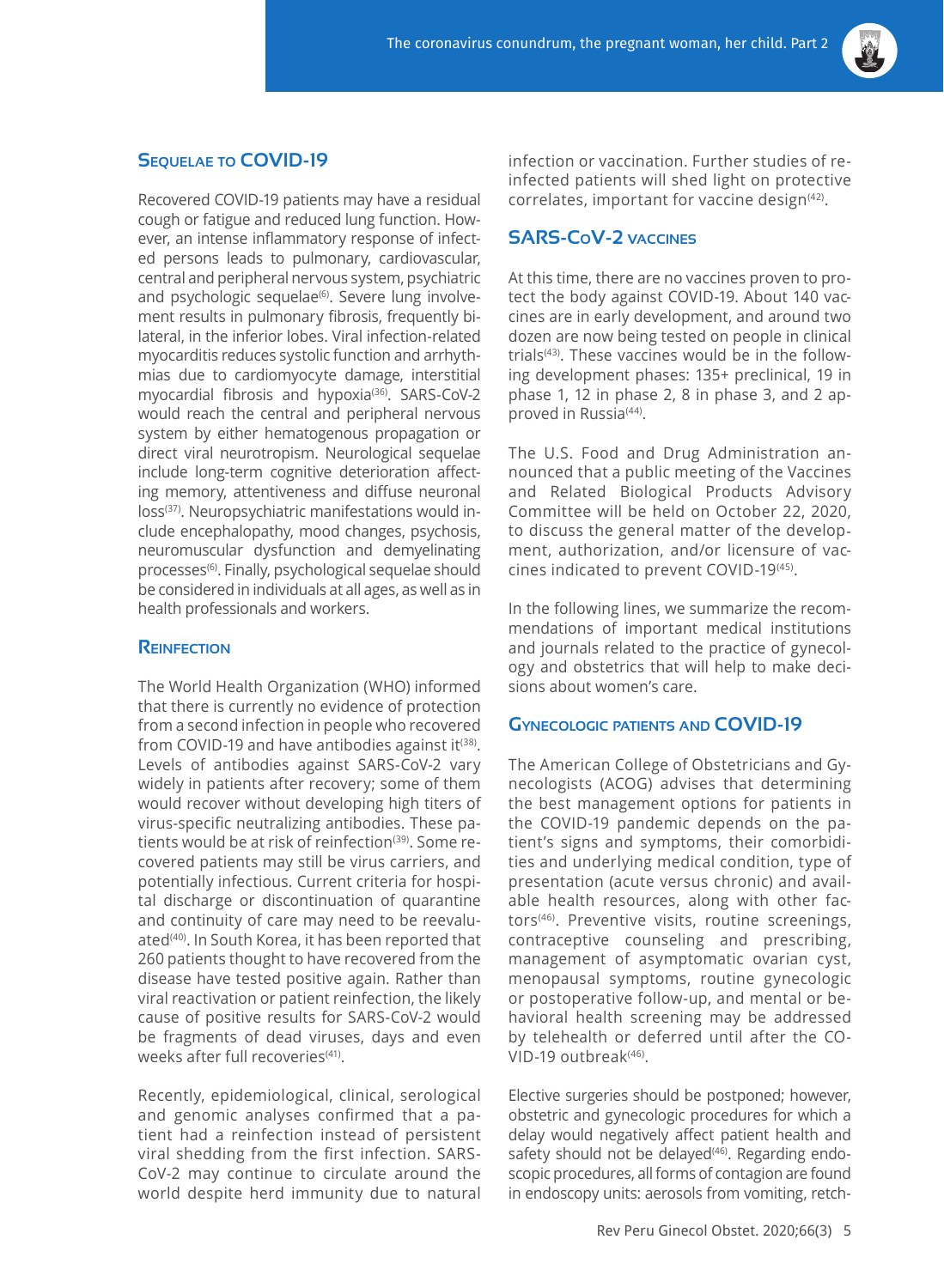## Sequelae to COVID-19

Recovered COVID-19 patients may have a residual cough or fatigue and reduced lung function. However, an intense inflammatory response of infected persons leads to pulmonary, cardiovascular, central and peripheral nervous system, psychiatric and psychologic sequelae[6]. Severe lung involvement results in pulmonary fibrosis, frequently bilateral, in the inferior lobes. Viral infection-related myocarditis reduces systolic function and arrhythmias due to cardiomyocyte damage, interstitial myocardial fibrosis and hypoxia[36]. SARS-CoV-2 would reach the central and peripheral nervous system by either hematogenous propagation or direct viral neurotropism. Neurological sequelae include long-term cognitive deterioration affecting memory, attentiveness and diffuse neuronal loss[37]. Neuropsychiatric manifestations would include encephalopathy, mood changes, psychosis, neuromuscular dysfunction and demyelinating processes[6]. Finally, psychological sequelae should be considered in individuals at all ages, as well as in health professionals and workers.

## Reinfection

The World Health Organization (WHO) informed that there is currently no evidence of protection from a second infection in people who recovered from COVID-19 and have antibodies against it[38]. Levels of antibodies against SARS-CoV-2 vary widely in patients after recovery; some of them would recover without developing high titers of virus-specific neutralizing antibodies. These patients would be at risk of reinfection[39]. Some recovered patients may still be virus carriers, and potentially infectious. Current criteria for hospital discharge or discontinuation of quarantine and continuity of care may need to be reevaluated[40]. In South Korea, it has been reported that 260 patients thought to have recovered from the disease have tested positive again. Rather than viral reactivation or patient reinfection, the likely cause of positive results for SARS-CoV-2 would be fragments of dead viruses, days and even weeks after full recoveries[41].

Recently, epidemiological, clinical, serological and genomic analyses confirmed that a patient had a reinfection instead of persistent viral shedding from the first infection. SARS-CoV-2 may continue to circulate around the world despite herd immunity due to natural infection or vaccination. Further studies of reinfected patients will shed light on protective correlates, important for vaccine design[42].

## SARS-CoV-2 vaccines

At this time, there are no vaccines proven to protect the body against COVID-19. About 140 vaccines are in early development, and around two dozen are now being tested on people in clinical trials[43]. These vaccines would be in the following development phases: 135+ preclinical, 19 in phase 1, 12 in phase 2, 8 in phase 3, and 2 approved in Russia[44].

The U.S. Food and Drug Administration announced that a public meeting of the Vaccines and Related Biological Products Advisory Committee will be held on October 22, 2020, to discuss the general matter of the development, authorization, and/or licensure of vaccines indicated to prevent COVID-19[45].

In the following lines, we summarize the recommendations of important medical institutions and journals related to the practice of gynecology and obstetrics that will help to make decisions about women's care.

## Gynecologic patients and COVID-19

The American College of Obstetricians and Gynecologists (ACOG) advises that determining the best management options for patients in the COVID-19 pandemic depends on the patient's signs and symptoms, their comorbidities and underlying medical condition, type of presentation (acute versus chronic) and available health resources, along with other factors[46]. Preventive visits, routine screenings, contraceptive counseling and prescribing, management of asymptomatic ovarian cyst, menopausal symptoms, routine gynecologic or postoperative follow-up, and mental or behavioral health screening may be addressed by telehealth or deferred until after the COVID-19 outbreak[46].

Elective surgeries should be postponed; however, obstetric and gynecologic procedures for which a delay would negatively affect patient health and safety should not be delayed[46]. Regarding endoscopic procedures, all forms of contagion are found in endoscopy units: aerosols from vomiting, retch-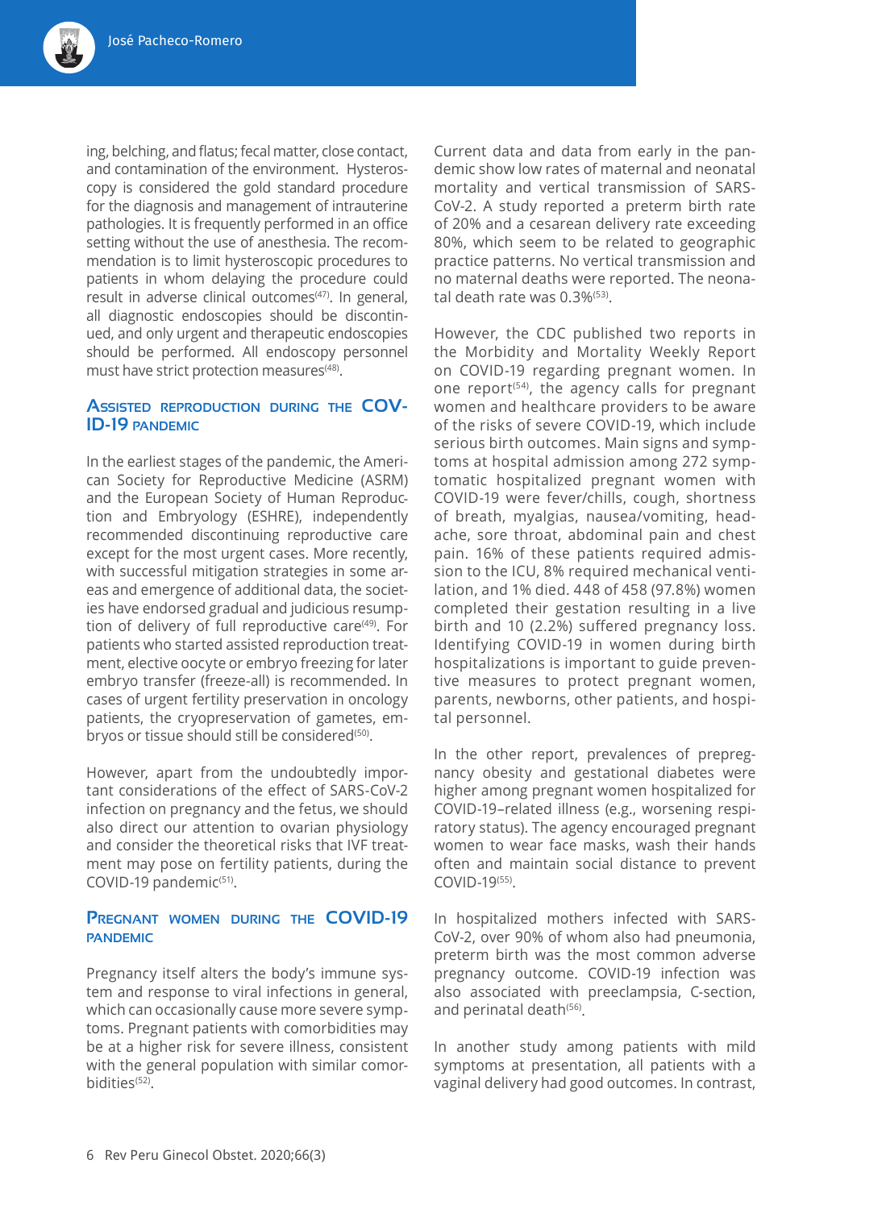ing, belching, and flatus; fecal matter, close contact, and contamination of the environment. Hysteroscopy is considered the gold standard procedure for the diagnosis and management of intrauterine pathologies. It is frequently performed in an office setting without the use of anesthesia. The recommendation is to limit hysteroscopic procedures to patients in whom delaying the procedure could result in adverse clinical outcomes[47]. In general, all diagnostic endoscopies should be discontinued, and only urgent and therapeutic endoscopies should be performed. All endoscopy personnel must have strict protection measures[48].

## Assisted reproduction during the COVID-19 pandemic

In the earliest stages of the pandemic, the American Society for Reproductive Medicine (ASRM) and the European Society of Human Reproduction and Embryology (ESHRE), independently recommended discontinuing reproductive care except for the most urgent cases. More recently, with successful mitigation strategies in some areas and emergence of additional data, the societies have endorsed gradual and judicious resumption of delivery of full reproductive care[49]. For patients who started assisted reproduction treatment, elective oocyte or embryo freezing for later embryo transfer (freeze-all) is recommended. In cases of urgent fertility preservation in oncology patients, the cryopreservation of gametes, embryos or tissue should still be considered[50].

However, apart from the undoubtedly important considerations of the effect of SARS-CoV-2 infection on pregnancy and the fetus, we should also direct our attention to ovarian physiology and consider the theoretical risks that IVF treatment may pose on fertility patients, during the COVID-19 pandemic[51].

## Pregnant women during the COVID-19 pandemic

Pregnancy itself alters the body's immune system and response to viral infections in general, which can occasionally cause more severe symptoms. Pregnant patients with comorbidities may be at a higher risk for severe illness, consistent with the general population with similar comorbidities[52].

Current data and data from early in the pandemic show low rates of maternal and neonatal mortality and vertical transmission of SARS-CoV-2. A study reported a preterm birth rate of 20% and a cesarean delivery rate exceeding 80%, which seem to be related to geographic practice patterns. No vertical transmission and no maternal deaths were reported. The neonatal death rate was 0.3%[53].

However, the CDC published two reports in the Morbidity and Mortality Weekly Report on COVID-19 regarding pregnant women. In one report[54], the agency calls for pregnant women and healthcare providers to be aware of the risks of severe COVID-19, which include serious birth outcomes. Main signs and symptoms at hospital admission among 272 symptomatic hospitalized pregnant women with COVID-19 were fever/chills, cough, shortness of breath, myalgias, nausea/vomiting, headache, sore throat, abdominal pain and chest pain. 16% of these patients required admission to the ICU, 8% required mechanical ventilation, and 1% died. 448 of 458 (97.8%) women completed their gestation resulting in a live birth and 10 (2.2%) suffered pregnancy loss. Identifying COVID-19 in women during birth hospitalizations is important to guide preventive measures to protect pregnant women, parents, newborns, other patients, and hospital personnel.

In the other report, prevalences of prepregnancy obesity and gestational diabetes were higher among pregnant women hospitalized for COVID-19–related illness (e.g., worsening respiratory status). The agency encouraged pregnant women to wear face masks, wash their hands often and maintain social distance to prevent COVID-19[55].

In hospitalized mothers infected with SARS-CoV-2, over 90% of whom also had pneumonia, preterm birth was the most common adverse pregnancy outcome. COVID-19 infection was also associated with preeclampsia, C-section, and perinatal death[56].

In another study among patients with mild symptoms at presentation, all patients with a vaginal delivery had good outcomes. In contrast,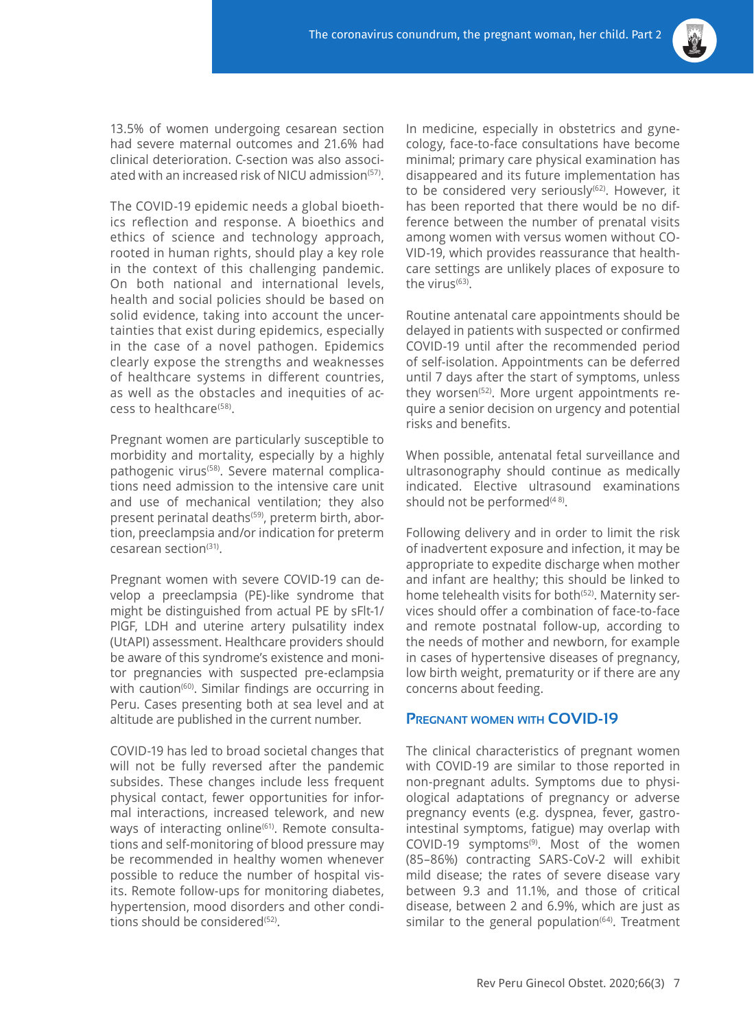13.5% of women undergoing cesarean section had severe maternal outcomes and 21.6% had clinical deterioration. C-section was also associated with an increased risk of NICU admission[57].

The COVID-19 epidemic needs a global bioethics reflection and response. A bioethics and ethics of science and technology approach, rooted in human rights, should play a key role in the context of this challenging pandemic. On both national and international levels, health and social policies should be based on solid evidence, taking into account the uncertainties that exist during epidemics, especially in the case of a novel pathogen. Epidemics clearly expose the strengths and weaknesses of healthcare systems in different countries, as well as the obstacles and inequities of access to healthcare[58].

Pregnant women are particularly susceptible to morbidity and mortality, especially by a highly pathogenic virus[58]. Severe maternal complications need admission to the intensive care unit and use of mechanical ventilation; they also present perinatal deaths[59], preterm birth, abortion, preeclampsia and/or indication for preterm cesarean section[31].

Pregnant women with severe COVID-19 can develop a preeclampsia (PE)-like syndrome that might be distinguished from actual PE by sFlt-1/PlGF, LDH and uterine artery pulsatility index (UtAPI) assessment. Healthcare providers should be aware of this syndrome's existence and monitor pregnancies with suspected pre-eclampsia with caution[60]. Similar findings are occurring in Peru. Cases presenting both at sea level and at altitude are published in the current number.

COVID-19 has led to broad societal changes that will not be fully reversed after the pandemic subsides. These changes include less frequent physical contact, fewer opportunities for informal interactions, increased telework, and new ways of interacting online[61]. Remote consultations and self-monitoring of blood pressure may be recommended in healthy women whenever possible to reduce the number of hospital visits. Remote follow-ups for monitoring diabetes, hypertension, mood disorders and other conditions should be considered[52].

In medicine, especially in obstetrics and gynecology, face-to-face consultations have become minimal; primary care physical examination has disappeared and its future implementation has to be considered very seriously[62]. However, it has been reported that there would be no difference between the number of prenatal visits among women with versus women without COVID-19, which provides reassurance that healthcare settings are unlikely places of exposure to the virus[63].

Routine antenatal care appointments should be delayed in patients with suspected or confirmed COVID-19 until after the recommended period of self-isolation. Appointments can be deferred until 7 days after the start of symptoms, unless they worsen[52]. More urgent appointments require a senior decision on urgency and potential risks and benefits.

When possible, antenatal fetal surveillance and ultrasonography should continue as medically indicated. Elective ultrasound examinations should not be performed[48].

Following delivery and in order to limit the risk of inadvertent exposure and infection, it may be appropriate to expedite discharge when mother and infant are healthy; this should be linked to home telehealth visits for both[52]. Maternity services should offer a combination of face-to-face and remote postnatal follow-up, according to the needs of mother and newborn, for example in cases of hypertensive diseases of pregnancy, low birth weight, prematurity or if there are any concerns about feeding.

## Pregnant women with COVID-19

The clinical characteristics of pregnant women with COVID-19 are similar to those reported in non-pregnant adults. Symptoms due to physiological adaptations of pregnancy or adverse pregnancy events (e.g. dyspnea, fever, gastrointestinal symptoms, fatigue) may overlap with COVID-19 symptoms[9]. Most of the women (85–86%) contracting SARS-CoV-2 will exhibit mild disease; the rates of severe disease vary between 9.3 and 11.1%, and those of critical disease, between 2 and 6.9%, which are just as similar to the general population[64]. Treatment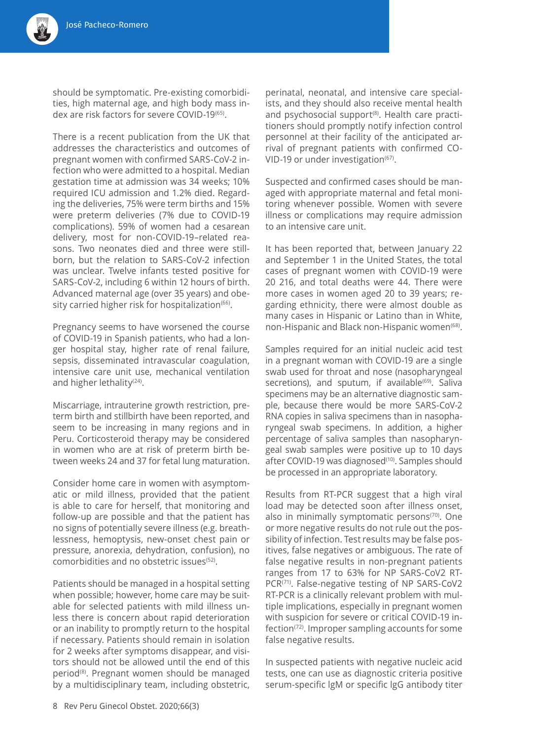should be symptomatic. Pre-existing comorbidities, high maternal age, and high body mass index are risk factors for severe COVID-19[65].

There is a recent publication from the UK that addresses the characteristics and outcomes of pregnant women with confirmed SARS-CoV-2 infection who were admitted to a hospital. Median gestation time at admission was 34 weeks; 10% required ICU admission and 1.2% died. Regarding the deliveries, 75% were term births and 15% were preterm deliveries (7% due to COVID-19 complications). 59% of women had a cesarean delivery, most for non-COVID-19–related reasons. Two neonates died and three were stillborn, but the relation to SARS-CoV-2 infection was unclear. Twelve infants tested positive for SARS-CoV-2, including 6 within 12 hours of birth. Advanced maternal age (over 35 years) and obesity carried higher risk for hospitalization[66].

Pregnancy seems to have worsened the course of COVID-19 in Spanish patients, who had a longer hospital stay, higher rate of renal failure, sepsis, disseminated intravascular coagulation, intensive care unit use, mechanical ventilation and higher lethality[24].

Miscarriage, intrauterine growth restriction, preterm birth and stillbirth have been reported, and seem to be increasing in many regions and in Peru. Corticosteroid therapy may be considered in women who are at risk of preterm birth between weeks 24 and 37 for fetal lung maturation.

Consider home care in women with asymptomatic or mild illness, provided that the patient is able to care for herself, that monitoring and follow-up are possible and that the patient has no signs of potentially severe illness (e.g. breathlessness, hemoptysis, new-onset chest pain or pressure, anorexia, dehydration, confusion), no comorbidities and no obstetric issues[52].

Patients should be managed in a hospital setting when possible; however, home care may be suitable for selected patients with mild illness unless there is concern about rapid deterioration or an inability to promptly return to the hospital if necessary. Patients should remain in isolation for 2 weeks after symptoms disappear, and visitors should not be allowed until the end of this period[8]. Pregnant women should be managed by a multidisciplinary team, including obstetric, perinatal, neonatal, and intensive care specialists, and they should also receive mental health and psychosocial support[8]. Health care practitioners should promptly notify infection control personnel at their facility of the anticipated arrival of pregnant patients with confirmed COVID-19 or under investigation[67].

Suspected and confirmed cases should be managed with appropriate maternal and fetal monitoring whenever possible. Women with severe illness or complications may require admission to an intensive care unit.

It has been reported that, between January 22 and September 1 in the United States, the total cases of pregnant women with COVID-19 were 20 216, and total deaths were 44. There were more cases in women aged 20 to 39 years; regarding ethnicity, there were almost double as many cases in Hispanic or Latino than in White, non-Hispanic and Black non-Hispanic women[68].

Samples required for an initial nucleic acid test in a pregnant woman with COVID-19 are a single swab used for throat and nose (nasopharyngeal secretions), and sputum, if available[69]. Saliva specimens may be an alternative diagnostic sample, because there would be more SARS-CoV-2 RNA copies in saliva specimens than in nasopharyngeal swab specimens. In addition, a higher percentage of saliva samples than nasopharyngeal swab samples were positive up to 10 days after COVID-19 was diagnosed[10]. Samples should be processed in an appropriate laboratory.

Results from RT-PCR suggest that a high viral load may be detected soon after illness onset, also in minimally symptomatic persons[70]. One or more negative results do not rule out the possibility of infection. Test results may be false positives, false negatives or ambiguous. The rate of false negative results in non-pregnant patients ranges from 17 to 63% for NP SARS-CoV2 RT-PCR[71]. False-negative testing of NP SARS-CoV2 RT-PCR is a clinically relevant problem with multiple implications, especially in pregnant women with suspicion for severe or critical COVID-19 infection[72]. Improper sampling accounts for some false negative results.

In suspected patients with negative nucleic acid tests, one can use as diagnostic criteria positive serum-specific IgM or specific IgG antibody titer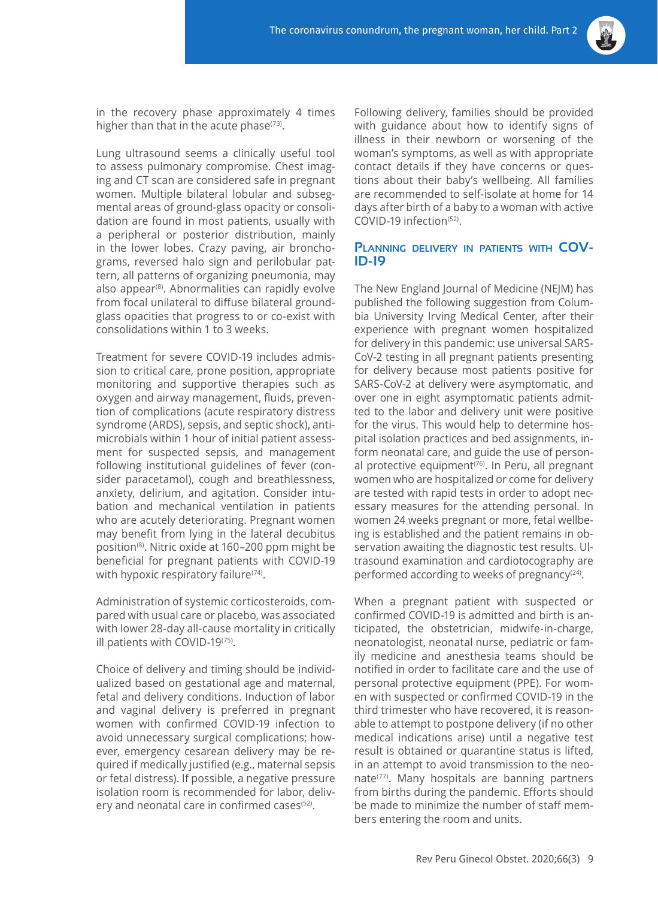in the recovery phase approximately 4 times higher than that in the acute phase[73].

Lung ultrasound seems a clinically useful tool to assess pulmonary compromise. Chest imaging and CT scan are considered safe in pregnant women. Multiple bilateral lobular and subsegmental areas of ground-glass opacity or consolidation are found in most patients, usually with a peripheral or posterior distribution, mainly in the lower lobes. Crazy paving, air bronchograms, reversed halo sign and perilobular pattern, all patterns of organizing pneumonia, may also appear[8]. Abnormalities can rapidly evolve from focal unilateral to diffuse bilateral ground-glass opacities that progress to or co-exist with consolidations within 1 to 3 weeks.

Treatment for severe COVID-19 includes admission to critical care, prone position, appropriate monitoring and supportive therapies such as oxygen and airway management, fluids, prevention of complications (acute respiratory distress syndrome (ARDS), sepsis, and septic shock), antimicrobials within 1 hour of initial patient assessment for suspected sepsis, and management following institutional guidelines of fever (consider paracetamol), cough and breathlessness, anxiety, delirium, and agitation. Consider intubation and mechanical ventilation in patients who are acutely deteriorating. Pregnant women may benefit from lying in the lateral decubitus position[8]. Nitric oxide at 160–200 ppm might be beneficial for pregnant patients with COVID-19 with hypoxic respiratory failure[74].

Administration of systemic corticosteroids, compared with usual care or placebo, was associated with lower 28-day all-cause mortality in critically ill patients with COVID-19[75].

Choice of delivery and timing should be individualized based on gestational age and maternal, fetal and delivery conditions. Induction of labor and vaginal delivery is preferred in pregnant women with confirmed COVID-19 infection to avoid unnecessary surgical complications; however, emergency cesarean delivery may be required if medically justified (e.g., maternal sepsis or fetal distress). If possible, a negative pressure isolation room is recommended for labor, delivery and neonatal care in confirmed cases[52].

Following delivery, families should be provided with guidance about how to identify signs of illness in their newborn or worsening of the woman's symptoms, as well as with appropriate contact details if they have concerns or questions about their baby's wellbeing. All families are recommended to self-isolate at home for 14 days after birth of a baby to a woman with active COVID-19 infection[52].

## Planning delivery in patients with COVID-19

The New England Journal of Medicine (NEJM) has published the following suggestion from Columbia University Irving Medical Center, after their experience with pregnant women hospitalized for delivery in this pandemic: use universal SARS-CoV-2 testing in all pregnant patients presenting for delivery because most patients positive for SARS-CoV-2 at delivery were asymptomatic, and over one in eight asymptomatic patients admitted to the labor and delivery unit were positive for the virus. This would help to determine hospital isolation practices and bed assignments, inform neonatal care, and guide the use of personal protective equipment[76]. In Peru, all pregnant women who are hospitalized or come for delivery are tested with rapid tests in order to adopt necessary measures for the attending personal. In women 24 weeks pregnant or more, fetal wellbeing is established and the patient remains in observation awaiting the diagnostic test results. Ultrasound examination and cardiotocography are performed according to weeks of pregnancy[24].

When a pregnant patient with suspected or confirmed COVID-19 is admitted and birth is anticipated, the obstetrician, midwife-in-charge, neonatologist, neonatal nurse, pediatric or family medicine and anesthesia teams should be notified in order to facilitate care and the use of personal protective equipment (PPE). For women with suspected or confirmed COVID-19 in the third trimester who have recovered, it is reasonable to attempt to postpone delivery (if no other medical indications arise) until a negative test result is obtained or quarantine status is lifted, in an attempt to avoid transmission to the neonate[77]. Many hospitals are banning partners from births during the pandemic. Efforts should be made to minimize the number of staff members entering the room and units.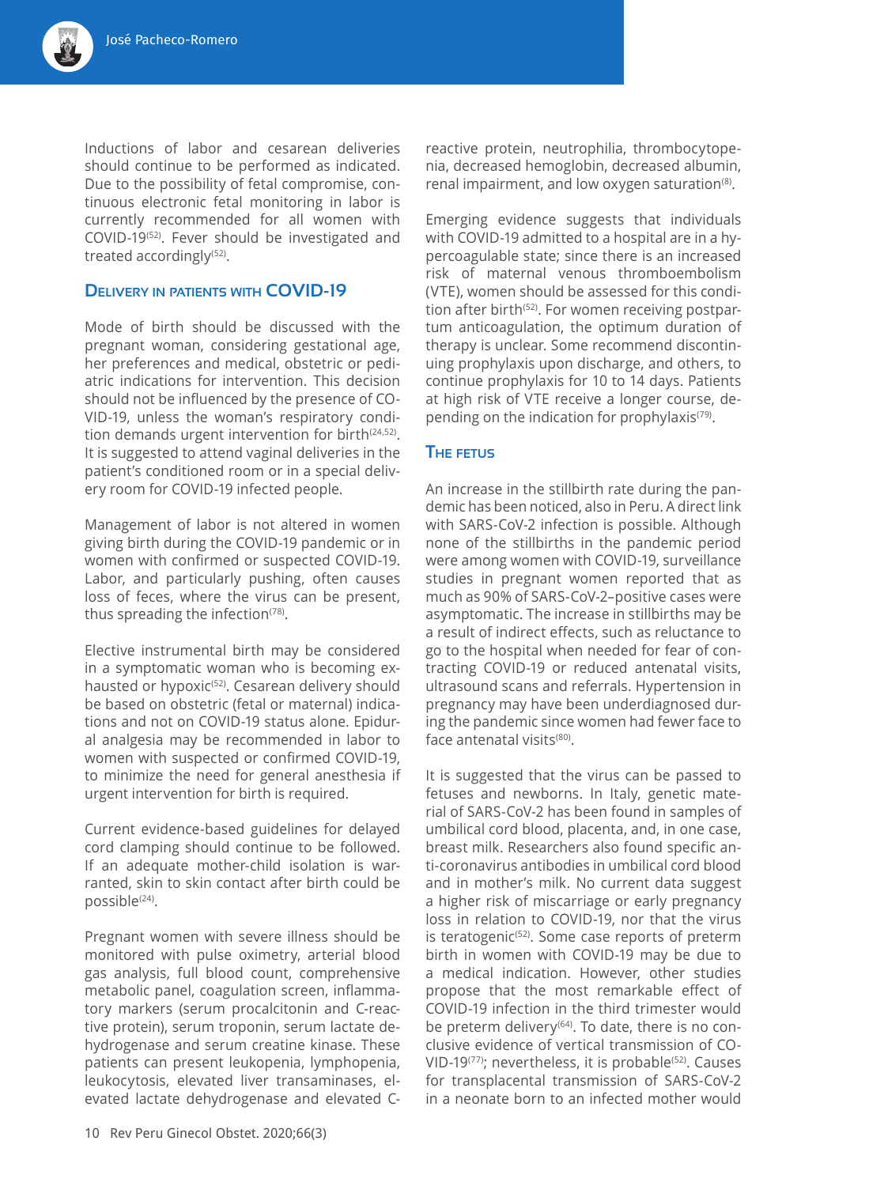Inductions of labor and cesarean deliveries should continue to be performed as indicated. Due to the possibility of fetal compromise, continuous electronic fetal monitoring in labor is currently recommended for all women with COVID-19[52]. Fever should be investigated and treated accordingly[52].

## Delivery in patients with COVID-19

Mode of birth should be discussed with the pregnant woman, considering gestational age, her preferences and medical, obstetric or pediatric indications for intervention. This decision should not be influenced by the presence of COVID-19, unless the woman's respiratory condition demands urgent intervention for birth[24,52]. It is suggested to attend vaginal deliveries in the patient's conditioned room or in a special delivery room for COVID-19 infected people.

Management of labor is not altered in women giving birth during the COVID-19 pandemic or in women with confirmed or suspected COVID-19. Labor, and particularly pushing, often causes loss of feces, where the virus can be present, thus spreading the infection[78].

Elective instrumental birth may be considered in a symptomatic woman who is becoming exhausted or hypoxic[52]. Cesarean delivery should be based on obstetric (fetal or maternal) indications and not on COVID-19 status alone. Epidural analgesia may be recommended in labor to women with suspected or confirmed COVID-19, to minimize the need for general anesthesia if urgent intervention for birth is required.

Current evidence-based guidelines for delayed cord clamping should continue to be followed. If an adequate mother-child isolation is warranted, skin to skin contact after birth could be possible[24].

Pregnant women with severe illness should be monitored with pulse oximetry, arterial blood gas analysis, full blood count, comprehensive metabolic panel, coagulation screen, inflammatory markers (serum procalcitonin and C-reactive protein), serum troponin, serum lactate dehydrogenase and serum creatine kinase. These patients can present leukopenia, lymphopenia, leukocytosis, elevated liver transaminases, elevated lactate dehydrogenase and elevated C-reactive protein, neutrophilia, thrombocytopenia, decreased hemoglobin, decreased albumin, renal impairment, and low oxygen saturation[8].

Emerging evidence suggests that individuals with COVID-19 admitted to a hospital are in a hypercoagulable state; since there is an increased risk of maternal venous thromboembolism (VTE), women should be assessed for this condition after birth[52]. For women receiving postpartum anticoagulation, the optimum duration of therapy is unclear. Some recommend discontinuing prophylaxis upon discharge, and others, to continue prophylaxis for 10 to 14 days. Patients at high risk of VTE receive a longer course, depending on the indication for prophylaxis[79].

## The fetus

An increase in the stillbirth rate during the pandemic has been noticed, also in Peru. A direct link with SARS-CoV-2 infection is possible. Although none of the stillbirths in the pandemic period were among women with COVID-19, surveillance studies in pregnant women reported that as much as 90% of SARS-CoV-2–positive cases were asymptomatic. The increase in stillbirths may be a result of indirect effects, such as reluctance to go to the hospital when needed for fear of contracting COVID-19 or reduced antenatal visits, ultrasound scans and referrals. Hypertension in pregnancy may have been underdiagnosed during the pandemic since women had fewer face to face antenatal visits[80].

It is suggested that the virus can be passed to fetuses and newborns. In Italy, genetic material of SARS-CoV-2 has been found in samples of umbilical cord blood, placenta, and, in one case, breast milk. Researchers also found specific anti-coronavirus antibodies in umbilical cord blood and in mother's milk. No current data suggest a higher risk of miscarriage or early pregnancy loss in relation to COVID-19, nor that the virus is teratogenic[52]. Some case reports of preterm birth in women with COVID-19 may be due to a medical indication. However, other studies propose that the most remarkable effect of COVID-19 infection in the third trimester would be preterm delivery[64]. To date, there is no conclusive evidence of vertical transmission of COVID-19[77]; nevertheless, it is probable[52]. Causes for transplacental transmission of SARS-CoV-2 in a neonate born to an infected mother would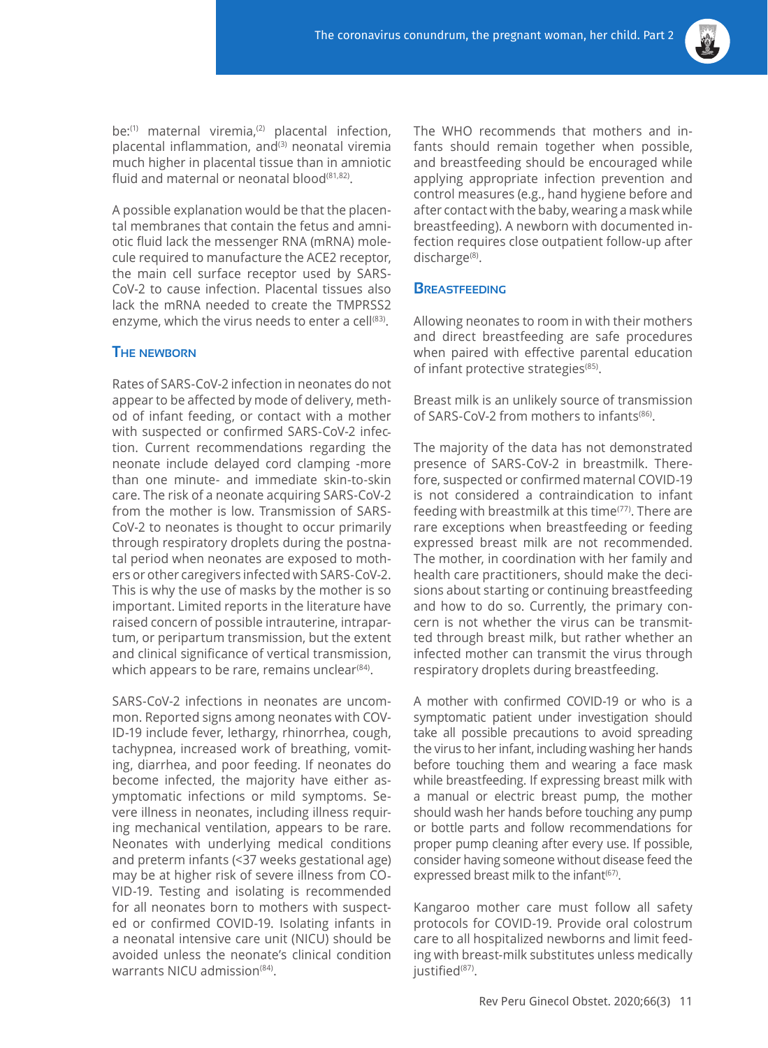be:[1] maternal viremia,[2] placental infection, placental inflammation, and[3] neonatal viremia much higher in placental tissue than in amniotic fluid and maternal or neonatal blood[81,82].

A possible explanation would be that the placental membranes that contain the fetus and amniotic fluid lack the messenger RNA (mRNA) molecule required to manufacture the ACE2 receptor, the main cell surface receptor used by SARS-CoV-2 to cause infection. Placental tissues also lack the mRNA needed to create the TMPRSS2 enzyme, which the virus needs to enter a cell[83].

## The newborn

Rates of SARS-CoV-2 infection in neonates do not appear to be affected by mode of delivery, method of infant feeding, or contact with a mother with suspected or confirmed SARS-CoV-2 infection. Current recommendations regarding the neonate include delayed cord clamping -more than one minute- and immediate skin-to-skin care. The risk of a neonate acquiring SARS-CoV-2 from the mother is low. Transmission of SARS-CoV-2 to neonates is thought to occur primarily through respiratory droplets during the postnatal period when neonates are exposed to mothers or other caregivers infected with SARS-CoV-2. This is why the use of masks by the mother is so important. Limited reports in the literature have raised concern of possible intrauterine, intrapartum, or peripartum transmission, but the extent and clinical significance of vertical transmission, which appears to be rare, remains unclear[84].

SARS-CoV-2 infections in neonates are uncommon. Reported signs among neonates with COVID-19 include fever, lethargy, rhinorrhea, cough, tachypnea, increased work of breathing, vomiting, diarrhea, and poor feeding. If neonates do become infected, the majority have either asymptomatic infections or mild symptoms. Severe illness in neonates, including illness requiring mechanical ventilation, appears to be rare. Neonates with underlying medical conditions and preterm infants (<37 weeks gestational age) may be at higher risk of severe illness from COVID-19. Testing and isolating is recommended for all neonates born to mothers with suspected or confirmed COVID-19. Isolating infants in a neonatal intensive care unit (NICU) should be avoided unless the neonate's clinical condition warrants NICU admission[84].

The WHO recommends that mothers and infants should remain together when possible, and breastfeeding should be encouraged while applying appropriate infection prevention and control measures (e.g., hand hygiene before and after contact with the baby, wearing a mask while breastfeeding). A newborn with documented infection requires close outpatient follow-up after discharge[8].

## Breastfeeding

Allowing neonates to room in with their mothers and direct breastfeeding are safe procedures when paired with effective parental education of infant protective strategies[85].

Breast milk is an unlikely source of transmission of SARS-CoV-2 from mothers to infants[86].

The majority of the data has not demonstrated presence of SARS-CoV-2 in breastmilk. Therefore, suspected or confirmed maternal COVID-19 is not considered a contraindication to infant feeding with breastmilk at this time[77]. There are rare exceptions when breastfeeding or feeding expressed breast milk are not recommended. The mother, in coordination with her family and health care practitioners, should make the decisions about starting or continuing breastfeeding and how to do so. Currently, the primary concern is not whether the virus can be transmitted through breast milk, but rather whether an infected mother can transmit the virus through respiratory droplets during breastfeeding.

A mother with confirmed COVID-19 or who is a symptomatic patient under investigation should take all possible precautions to avoid spreading the virus to her infant, including washing her hands before touching them and wearing a face mask while breastfeeding. If expressing breast milk with a manual or electric breast pump, the mother should wash her hands before touching any pump or bottle parts and follow recommendations for proper pump cleaning after every use. If possible, consider having someone without disease feed the expressed breast milk to the infant[67].

Kangaroo mother care must follow all safety protocols for COVID-19. Provide oral colostrum care to all hospitalized newborns and limit feeding with breast-milk substitutes unless medically justified[87].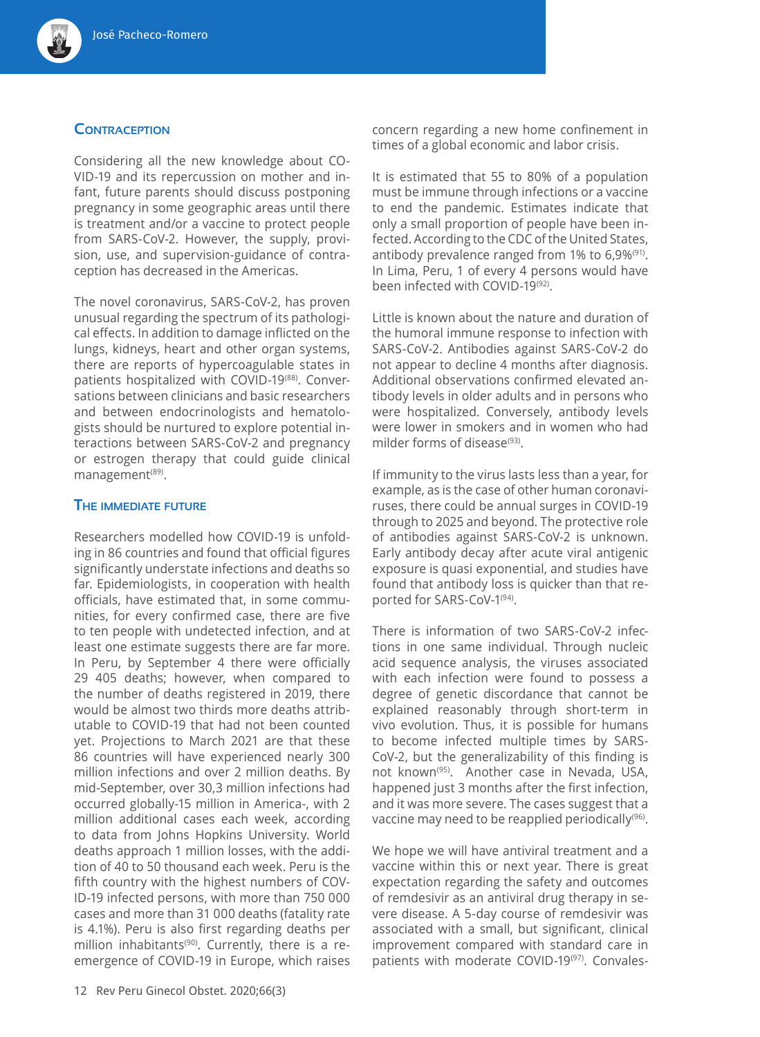## Contraception

Considering all the new knowledge about COVID-19 and its repercussion on mother and infant, future parents should discuss postponing pregnancy in some geographic areas until there is treatment and/or a vaccine to protect people from SARS-CoV-2. However, the supply, provision, use, and supervision-guidance of contraception has decreased in the Americas.

The novel coronavirus, SARS-CoV-2, has proven unusual regarding the spectrum of its pathological effects. In addition to damage inflicted on the lungs, kidneys, heart and other organ systems, there are reports of hypercoagulable states in patients hospitalized with COVID-19[88]. Conversations between clinicians and basic researchers and between endocrinologists and hematologists should be nurtured to explore potential interactions between SARS-CoV-2 and pregnancy or estrogen therapy that could guide clinical management[89].

## The immediate future

Researchers modelled how COVID-19 is unfolding in 86 countries and found that official figures significantly understate infections and deaths so far. Epidemiologists, in cooperation with health officials, have estimated that, in some communities, for every confirmed case, there are five to ten people with undetected infection, and at least one estimate suggests there are far more. In Peru, by September 4 there were officially 29 405 deaths; however, when compared to the number of deaths registered in 2019, there would be almost two thirds more deaths attributable to COVID-19 that had not been counted yet. Projections to March 2021 are that these 86 countries will have experienced nearly 300 million infections and over 2 million deaths. By mid-September, over 30,3 million infections had occurred globally-15 million in America-, with 2 million additional cases each week, according to data from Johns Hopkins University. World deaths approach 1 million losses, with the addition of 40 to 50 thousand each week. Peru is the fifth country with the highest numbers of COVID-19 infected persons, with more than 750 000 cases and more than 31 000 deaths (fatality rate is 4.1%). Peru is also first regarding deaths per million inhabitants[90]. Currently, there is a re-emergence of COVID-19 in Europe, which raises concern regarding a new home confinement in times of a global economic and labor crisis.

It is estimated that 55 to 80% of a population must be immune through infections or a vaccine to end the pandemic. Estimates indicate that only a small proportion of people have been infected. According to the CDC of the United States, antibody prevalence ranged from 1% to 6,9%[91]. In Lima, Peru, 1 of every 4 persons would have been infected with COVID-19[92].

Little is known about the nature and duration of the humoral immune response to infection with SARS-CoV-2. Antibodies against SARS-CoV-2 do not appear to decline 4 months after diagnosis. Additional observations confirmed elevated antibody levels in older adults and in persons who were hospitalized. Conversely, antibody levels were lower in smokers and in women who had milder forms of disease[93].

If immunity to the virus lasts less than a year, for example, as is the case of other human coronaviruses, there could be annual surges in COVID-19 through to 2025 and beyond. The protective role of antibodies against SARS-CoV-2 is unknown. Early antibody decay after acute viral antigenic exposure is quasi exponential, and studies have found that antibody loss is quicker than that reported for SARS-CoV-1[94].

There is information of two SARS-CoV-2 infections in one same individual. Through nucleic acid sequence analysis, the viruses associated with each infection were found to possess a degree of genetic discordance that cannot be explained reasonably through short-term in vivo evolution. Thus, it is possible for humans to become infected multiple times by SARS-CoV-2, but the generalizability of this finding is not known[95]. Another case in Nevada, USA, happened just 3 months after the first infection, and it was more severe. The cases suggest that a vaccine may need to be reapplied periodically[96].

We hope we will have antiviral treatment and a vaccine within this or next year. There is great expectation regarding the safety and outcomes of remdesivir as an antiviral drug therapy in severe disease. A 5-day course of remdesivir was associated with a small, but significant, clinical improvement compared with standard care in patients with moderate COVID-19[97]. Convales-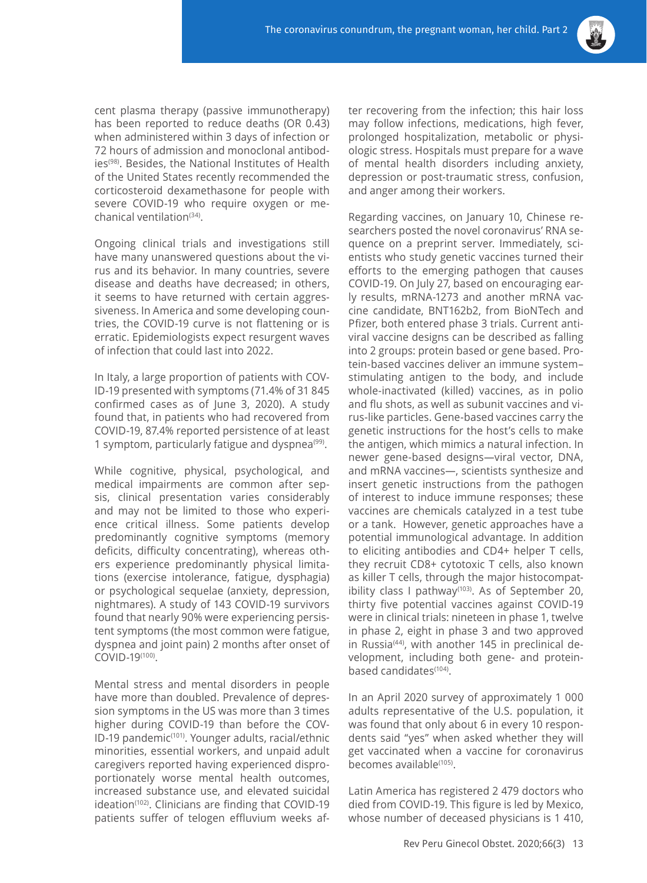cent plasma therapy (passive immunotherapy) has been reported to reduce deaths (OR 0.43) when administered within 3 days of infection or 72 hours of admission and monoclonal antibodies[98]. Besides, the National Institutes of Health of the United States recently recommended the corticosteroid dexamethasone for people with severe COVID-19 who require oxygen or mechanical ventilation[34].

Ongoing clinical trials and investigations still have many unanswered questions about the virus and its behavior. In many countries, severe disease and deaths have decreased; in others, it seems to have returned with certain aggressiveness. In America and some developing countries, the COVID-19 curve is not flattening or is erratic. Epidemiologists expect resurgent waves of infection that could last into 2022.

In Italy, a large proportion of patients with COVID-19 presented with symptoms (71.4% of 31 845 confirmed cases as of June 3, 2020). A study found that, in patients who had recovered from COVID-19, 87.4% reported persistence of at least 1 symptom, particularly fatigue and dyspnea[99].

While cognitive, physical, psychological, and medical impairments are common after sepsis, clinical presentation varies considerably and may not be limited to those who experience critical illness. Some patients develop predominantly cognitive symptoms (memory deficits, difficulty concentrating), whereas others experience predominantly physical limitations (exercise intolerance, fatigue, dysphagia) or psychological sequelae (anxiety, depression, nightmares). A study of 143 COVID-19 survivors found that nearly 90% were experiencing persistent symptoms (the most common were fatigue, dyspnea and joint pain) 2 months after onset of COVID-19[100].

Mental stress and mental disorders in people have more than doubled. Prevalence of depression symptoms in the US was more than 3 times higher during COVID-19 than before the COVID-19 pandemic[101]. Younger adults, racial/ethnic minorities, essential workers, and unpaid adult caregivers reported having experienced disproportionately worse mental health outcomes, increased substance use, and elevated suicidal ideation[102]. Clinicians are finding that COVID-19 patients suffer of telogen effluvium weeks after recovering from the infection; this hair loss may follow infections, medications, high fever, prolonged hospitalization, metabolic or physiologic stress. Hospitals must prepare for a wave of mental health disorders including anxiety, depression or post-traumatic stress, confusion, and anger among their workers.

Regarding vaccines, on January 10, Chinese researchers posted the novel coronavirus' RNA sequence on a preprint server. Immediately, scientists who study genetic vaccines turned their efforts to the emerging pathogen that causes COVID-19. On July 27, based on encouraging early results, mRNA-1273 and another mRNA vaccine candidate, BNT162b2, from BioNTech and Pfizer, both entered phase 3 trials. Current antiviral vaccine designs can be described as falling into 2 groups: protein based or gene based. Protein-based vaccines deliver an immune system–stimulating antigen to the body, and include whole-inactivated (killed) vaccines, as in polio and flu shots, as well as subunit vaccines and virus-like particles. Gene-based vaccines carry the genetic instructions for the host's cells to make the antigen, which mimics a natural infection. In newer gene-based designs—viral vector, DNA, and mRNA vaccines—, scientists synthesize and insert genetic instructions from the pathogen of interest to induce immune responses; these vaccines are chemicals catalyzed in a test tube or a tank. However, genetic approaches have a potential immunological advantage. In addition to eliciting antibodies and CD4+ helper T cells, they recruit CD8+ cytotoxic T cells, also known as killer T cells, through the major histocompatibility class I pathway[103]. As of September 20, thirty five potential vaccines against COVID-19 were in clinical trials: nineteen in phase 1, twelve in phase 2, eight in phase 3 and two approved in Russia[44], with another 145 in preclinical development, including both gene- and protein-based candidates[104].

In an April 2020 survey of approximately 1 000 adults representative of the U.S. population, it was found that only about 6 in every 10 respondents said "yes" when asked whether they will get vaccinated when a vaccine for coronavirus becomes available[105].

Latin America has registered 2 479 doctors who died from COVID-19. This figure is led by Mexico, whose number of deceased physicians is 1 410,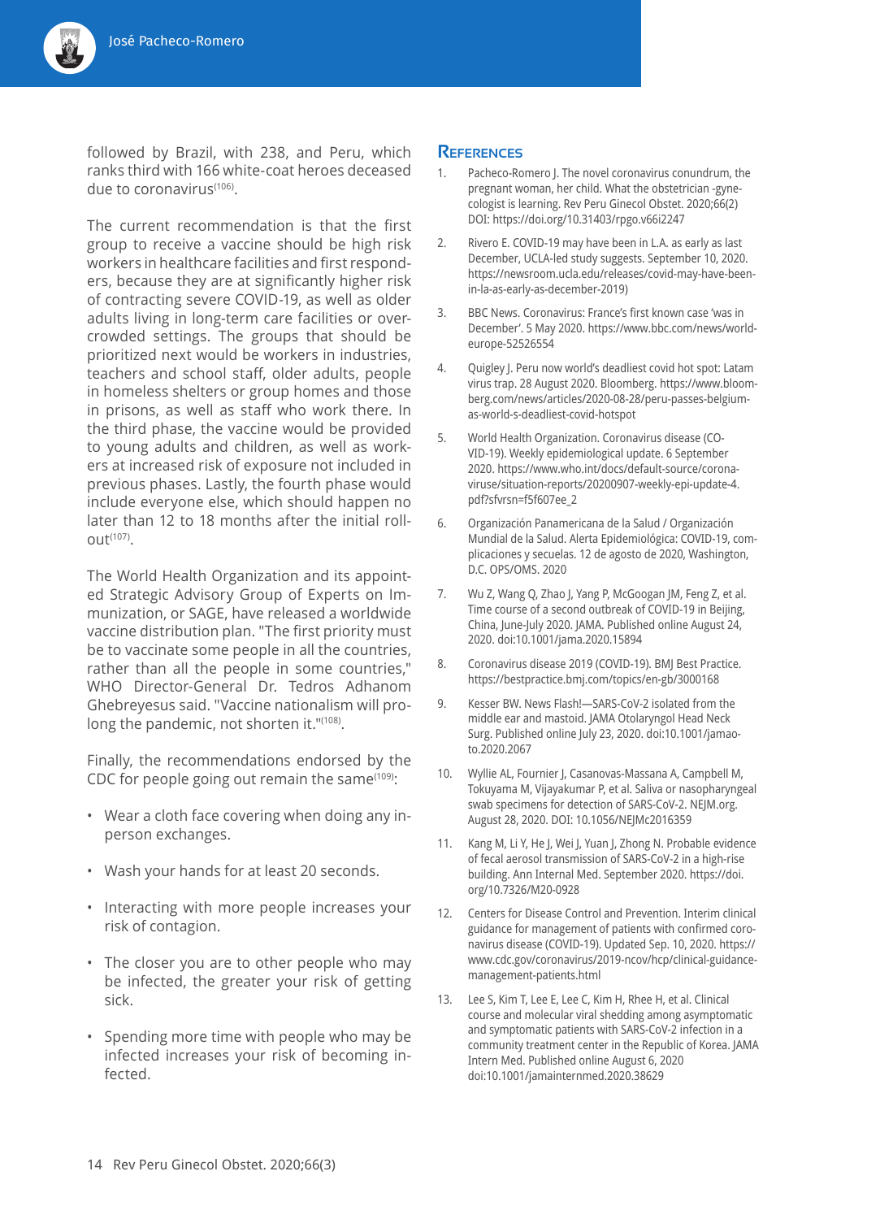followed by Brazil, with 238, and Peru, which ranks third with 166 white-coat heroes deceased due to coronavirus[106].

The current recommendation is that the first group to receive a vaccine should be high risk workers in healthcare facilities and first responders, because they are at significantly higher risk of contracting severe COVID-19, as well as older adults living in long-term care facilities or overcrowded settings. The groups that should be prioritized next would be workers in industries, teachers and school staff, older adults, people in homeless shelters or group homes and those in prisons, as well as staff who work there. In the third phase, the vaccine would be provided to young adults and children, as well as workers at increased risk of exposure not included in previous phases. Lastly, the fourth phase would include everyone else, which should happen no later than 12 to 18 months after the initial rollout[107].

The World Health Organization and its appointed Strategic Advisory Group of Experts on Immunization, or SAGE, have released a worldwide vaccine distribution plan. "The first priority must be to vaccinate some people in all the countries, rather than all the people in some countries," WHO Director-General Dr. Tedros Adhanom Ghebreyesus said. "Vaccine nationalism will prolong the pandemic, not shorten it."[108].

Finally, the recommendations endorsed by the CDC for people going out remain the same[109]:

- Wear a cloth face covering when doing any in-person exchanges.
- Wash your hands for at least 20 seconds.
- Interacting with more people increases your risk of contagion.
- The closer you are to other people who may be infected, the greater your risk of getting sick.
- Spending more time with people who may be infected increases your risk of becoming infected.

## References

1. Pacheco-Romero J. The novel coronavirus conundrum, the pregnant woman, her child. What the obstetrician -gynecologist is learning. Rev Peru Ginecol Obstet. 2020;66(2) DOI: https://doi.org/10.31403/rpgo.v66i2247
2. Rivero E. COVID-19 may have been in L.A. as early as last December, UCLA-led study suggests. September 10, 2020. https://newsroom.ucla.edu/releases/covid-may-have-been-in-la-as-early-as-december-2019)
3. BBC News. Coronavirus: France's first known case 'was in December'. 5 May 2020. https://www.bbc.com/news/world-europe-52526554
4. Quigley J. Peru now world's deadliest covid hot spot: Latam virus trap. 28 August 2020. Bloomberg. https://www.bloomberg.com/news/articles/2020-08-28/peru-passes-belgium-as-world-s-deadliest-covid-hotspot
5. World Health Organization. Coronavirus disease (COVID-19). Weekly epidemiological update. 6 September 2020. https://www.who.int/docs/default-source/coronaviruse/situation-reports/20200907-weekly-epi-update-4.pdf?sfvrsn=f5f607ee_2
6. Organización Panamericana de la Salud / Organización Mundial de la Salud. Alerta Epidemiológica: COVID-19, complicaciones y secuelas. 12 de agosto de 2020, Washington, D.C. OPS/OMS. 2020
7. Wu Z, Wang Q, Zhao J, Yang P, McGoogan JM, Feng Z, et al. Time course of a second outbreak of COVID-19 in Beijing, China, June-July 2020. JAMA. Published online August 24, 2020. doi:10.1001/jama.2020.15894
8. Coronavirus disease 2019 (COVID-19). BMJ Best Practice. https://bestpractice.bmj.com/topics/en-gb/3000168
9. Kesser BW. News Flash!—SARS-CoV-2 isolated from the middle ear and mastoid. JAMA Otolaryngol Head Neck Surg. Published online July 23, 2020. doi:10.1001/jamaoto.2020.2067
10. Wyllie AL, Fournier J, Casanovas-Massana A, Campbell M, Tokuyama M, Vijayakumar P, et al. Saliva or nasopharyngeal swab specimens for detection of SARS-CoV-2. NEJM.org. August 28, 2020. DOI: 10.1056/NEJMc2016359
11. Kang M, Li Y, He J, Wei J, Yuan J, Zhong N. Probable evidence of fecal aerosol transmission of SARS-CoV-2 in a high-rise building. Ann Internal Med. September 2020. https://doi.org/10.7326/M20-0928
12. Centers for Disease Control and Prevention. Interim clinical guidance for management of patients with confirmed coronavirus disease (COVID-19). Updated Sep. 10, 2020. https://www.cdc.gov/coronavirus/2019-ncov/hcp/clinical-guidance-management-patients.html
13. Lee S, Kim T, Lee E, Lee C, Kim H, Rhee H, et al. Clinical course and molecular viral shedding among asymptomatic and symptomatic patients with SARS-CoV-2 infection in a community treatment center in the Republic of Korea. JAMA Intern Med. Published online August 6, 2020 doi:10.1001/jamainternmed.2020.38629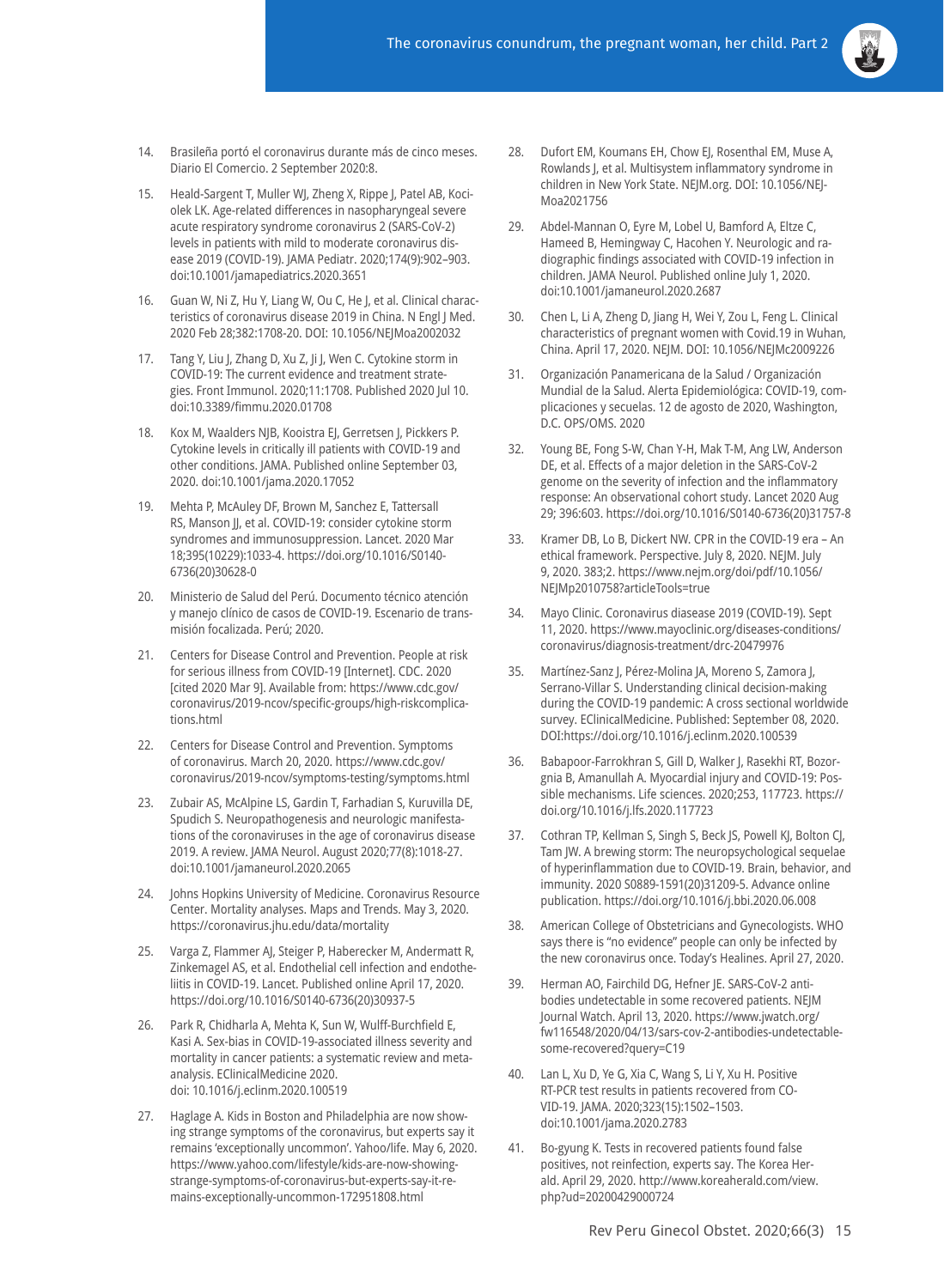14. Brasileña portó el coronavirus durante más de cinco meses. Diario El Comercio. 2 September 2020:8.
15. Heald-Sargent T, Muller WJ, Zheng X, Rippe J, Patel AB, Kociolek LK. Age-related differences in nasopharyngeal severe acute respiratory syndrome coronavirus 2 (SARS-CoV-2) levels in patients with mild to moderate coronavirus disease 2019 (COVID-19). JAMA Pediatr. 2020;174(9):902–903. doi:10.1001/jamapediatrics.2020.3651
16. Guan W, Ni Z, Hu Y, Liang W, Ou C, He J, et al. Clinical characteristics of coronavirus disease 2019 in China. N Engl J Med. 2020 Feb 28;382:1708-20. DOI: 10.1056/NEJMoa2002032
17. Tang Y, Liu J, Zhang D, Xu Z, Ji J, Wen C. Cytokine storm in COVID-19: The current evidence and treatment strategies. Front Immunol. 2020;11:1708. Published 2020 Jul 10. doi:10.3389/fimmu.2020.01708
18. Kox M, Waalders NJB, Kooistra EJ, Gerretsen J, Pickkers P. Cytokine levels in critically ill patients with COVID-19 and other conditions. JAMA. Published online September 03, 2020. doi:10.1001/jama.2020.17052
19. Mehta P, McAuley DF, Brown M, Sanchez E, Tattersall RS, Manson JJ, et al. COVID-19: consider cytokine storm syndromes and immunosuppression. Lancet. 2020 Mar 18;395(10229):1033-4. https://doi.org/10.1016/S0140-6736(20)30628-0
20. Ministerio de Salud del Perú. Documento técnico atención y manejo clínico de casos de COVID-19. Escenario de transmisión focalizada. Perú; 2020.
21. Centers for Disease Control and Prevention. People at risk for serious illness from COVID-19 [Internet]. CDC. 2020 [cited 2020 Mar 9]. Available from: https://www.cdc.gov/coronavirus/2019-ncov/specific-groups/high-riskcomplications.html
22. Centers for Disease Control and Prevention. Symptoms of coronavirus. March 20, 2020. https://www.cdc.gov/coronavirus/2019-ncov/symptoms-testing/symptoms.html
23. Zubair AS, McAlpine LS, Gardin T, Farhadian S, Kuruvilla DE, Spudich S. Neuropathogenesis and neurologic manifestations of the coronaviruses in the age of coronavirus disease 2019. A review. JAMA Neurol. August 2020;77(8):1018-27. doi:10.1001/jamaneurol.2020.2065
24. Johns Hopkins University of Medicine. Coronavirus Resource Center. Mortality analyses. Maps and Trends. May 3, 2020. https://coronavirus.jhu.edu/data/mortality
25. Varga Z, Flammer AJ, Steiger P, Haberecker M, Andermatt R, Zinkemagel AS, et al. Endothelial cell infection and endotheliitis in COVID-19. Lancet. Published online April 17, 2020. https://doi.org/10.1016/S0140-6736(20)30937-5
26. Park R, Chidharla A, Mehta K, Sun W, Wulff-Burchfield E, Kasi A. Sex-bias in COVID-19-associated illness severity and mortality in cancer patients: a systematic review and meta-analysis. EClinicalMedicine 2020. doi: 10.1016/j.eclinm.2020.100519
27. Haglage A. Kids in Boston and Philadelphia are now showing strange symptoms of the coronavirus, but experts say it remains 'exceptionally uncommon'. Yahoo/life. May 6, 2020. https://www.yahoo.com/lifestyle/kids-are-now-showing-strange-symptoms-of-coronavirus-but-experts-say-it-remains-exceptionally-uncommon-172951808.html
28. Dufort EM, Koumans EH, Chow EJ, Rosenthal EM, Muse A, Rowlands J, et al. Multisystem inflammatory syndrome in children in New York State. NEJM.org. DOI: 10.1056/NEJMoa2021756
29. Abdel-Mannan O, Eyre M, Lobel U, Bamford A, Eltze C, Hameed B, Hemingway C, Hacohen Y. Neurologic and radiographic findings associated with COVID-19 infection in children. JAMA Neurol. Published online July 1, 2020. doi:10.1001/jamaneurol.2020.2687
30. Chen L, Li A, Zheng D, Jiang H, Wei Y, Zou L, Feng L. Clinical characteristics of pregnant women with Covid.19 in Wuhan, China. April 17, 2020. NEJM. DOI: 10.1056/NEJMc2009226
31. Organización Panamericana de la Salud / Organización Mundial de la Salud. Alerta Epidemiológica: COVID-19, complicaciones y secuelas. 12 de agosto de 2020, Washington, D.C. OPS/OMS. 2020
32. Young BE, Fong S-W, Chan Y-H, Mak T-M, Ang LW, Anderson DE, et al. Effects of a major deletion in the SARS-CoV-2 genome on the severity of infection and the inflammatory response: An observational cohort study. Lancet 2020 Aug 29; 396:603. https://doi.org/10.1016/S0140-6736(20)31757-8
33. Kramer DB, Lo B, Dickert NW. CPR in the COVID-19 era – An ethical framework. Perspective. July 8, 2020. NEJM. July 9, 2020. 383;2. https://www.nejm.org/doi/pdf/10.1056/NEJMp2010758?articleTools=true
34. Mayo Clinic. Coronavirus diasease 2019 (COVID-19). Sept 11, 2020. https://www.mayoclinic.org/diseases-conditions/coronavirus/diagnosis-treatment/drc-20479976
35. Martínez-Sanz J, Pérez-Molina JA, Moreno S, Zamora J, Serrano-Villar S. Understanding clinical decision-making during the COVID-19 pandemic: A cross sectional worldwide survey. EClinicalMedicine. Published: September 08, 2020. DOI:https://doi.org/10.1016/j.eclinm.2020.100539
36. Babapoor-Farrokhran S, Gill D, Walker J, Rasekhi RT, Bozorgnia B, Amanullah A. Myocardial injury and COVID-19: Possible mechanisms. Life sciences. 2020;253, 117723. https://doi.org/10.1016/j.lfs.2020.117723
37. Cothran TP, Kellman S, Singh S, Beck JS, Powell KJ, Bolton CJ, Tam JW. A brewing storm: The neuropsychological sequelae of hyperinflammation due to COVID-19. Brain, behavior, and immunity. 2020 S0889-1591(20)31209-5. Advance online publication. https://doi.org/10.1016/j.bbi.2020.06.008
38. American College of Obstetricians and Gynecologists. WHO says there is "no evidence" people can only be infected by the new coronavirus once. Today's Healines. April 27, 2020.
39. Herman AO, Fairchild DG, Hefner JE. SARS-CoV-2 antibodies undetectable in some recovered patients. NEJM Journal Watch. April 13, 2020. https://www.jwatch.org/fw116548/2020/04/13/sars-cov-2-antibodies-undetectable-some-recovered?query=C19
40. Lan L, Xu D, Ye G, Xia C, Wang S, Li Y, Xu H. Positive RT-PCR test results in patients recovered from COVID-19. JAMA. 2020;323(15):1502–1503. doi:10.1001/jama.2020.2783
41. Bo-gyung K. Tests in recovered patients found false positives, not reinfection, experts say. The Korea Herald. April 29, 2020. http://www.koreaherald.com/view.php?ud=20200429000724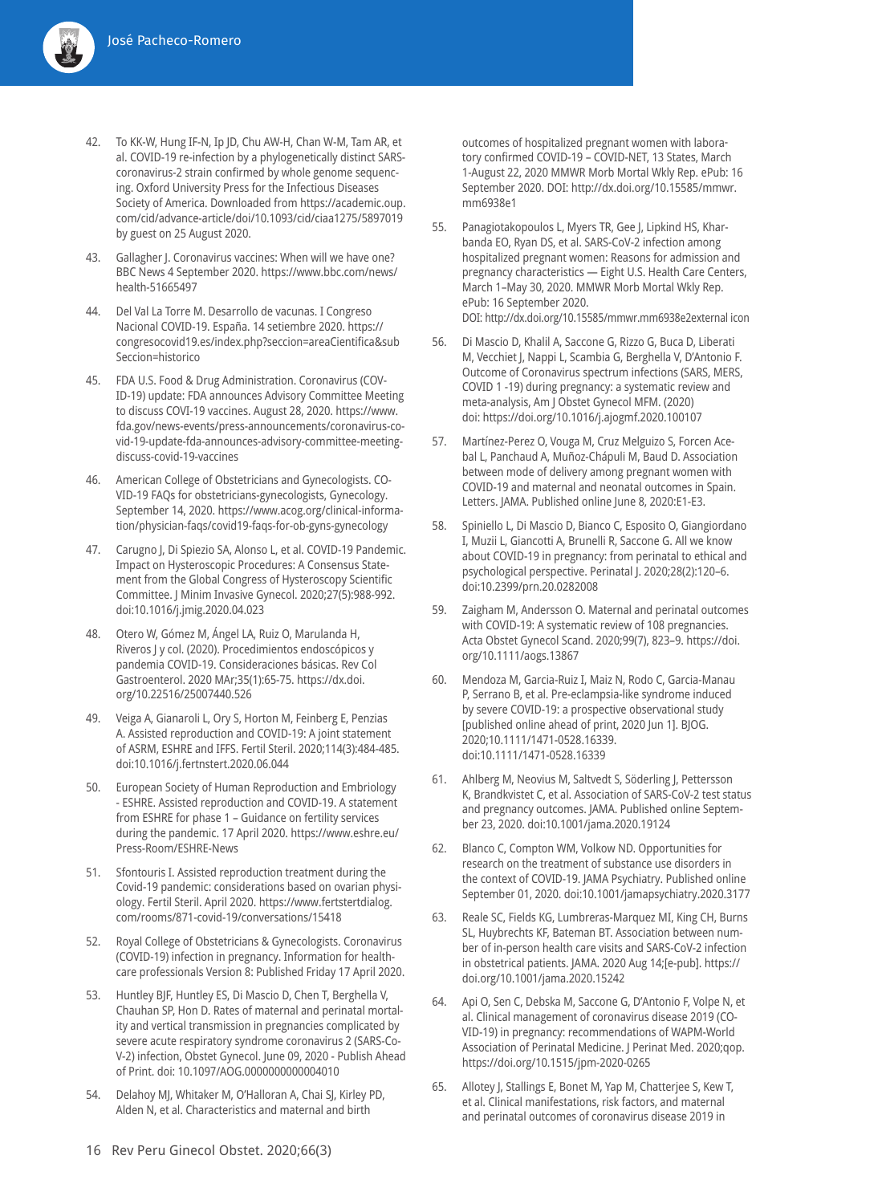42. To KK-W, Hung IF-N, Ip JD, Chu AW-H, Chan W-M, Tam AR, et al. COVID-19 re-infection by a phylogenetically distinct SARS-coronavirus-2 strain confirmed by whole genome sequencing. Oxford University Press for the Infectious Diseases Society of America. Downloaded from https://academic.oup.com/cid/advance-article/doi/10.1093/cid/ciaa1275/5897019 by guest on 25 August 2020.

43. Gallagher J. Coronavirus vaccines: When will we have one? BBC News 4 September 2020. https://www.bbc.com/news/health-51665497

44. Del Val La Torre M. Desarrollo de vacunas. I Congreso Nacional COVID-19. España. 14 setiembre 2020. https://congresocovid19.es/index.php?seccion=areaCientifica&subSeccion=historico

45. FDA U.S. Food & Drug Administration. Coronavirus (COVID-19) update: FDA announces Advisory Committee Meeting to discuss COVI-19 vaccines. August 28, 2020. https://www.fda.gov/news-events/press-announcements/coronavirus-covid-19-update-fda-announces-advisory-committee-meeting-discuss-covid-19-vaccines

46. American College of Obstetricians and Gynecologists. COVID-19 FAQs for obstetricians-gynecologists, Gynecology. September 14, 2020. https://www.acog.org/clinical-information/physician-faqs/covid19-faqs-for-ob-gyns-gynecology

47. Carugno J, Di Spiezio SA, Alonso L, et al. COVID-19 Pandemic. Impact on Hysteroscopic Procedures: A Consensus Statement from the Global Congress of Hysteroscopy Scientific Committee. J Minim Invasive Gynecol. 2020;27(5):988-992. doi:10.1016/j.jmig.2020.04.023

48. Otero W, Gómez M, Ángel LA, Ruiz O, Marulanda H, Riveros J y col. (2020). Procedimientos endoscópicos y pandemia COVID-19. Consideraciones básicas. Rev Col Gastroenterol. 2020 MAr;35(1):65-75. https://dx.doi.org/10.22516/25007440.526

49. Veiga A, Gianaroli L, Ory S, Horton M, Feinberg E, Penzias A. Assisted reproduction and COVID-19: A joint statement of ASRM, ESHRE and IFFS. Fertil Steril. 2020;114(3):484-485. doi:10.1016/j.fertnstert.2020.06.044

50. European Society of Human Reproduction and Embriology - ESHRE. Assisted reproduction and COVID-19. A statement from ESHRE for phase 1 – Guidance on fertility services during the pandemic. 17 April 2020. https://www.eshre.eu/Press-Room/ESHRE-News

51. Sfontouris I. Assisted reproduction treatment during the Covid-19 pandemic: considerations based on ovarian physiology. Fertil Steril. April 2020. https://www.fertstertdialog.com/rooms/871-covid-19/conversations/15418

52. Royal College of Obstetricians & Gynecologists. Coronavirus (COVID-19) infection in pregnancy. Information for healthcare professionals Version 8: Published Friday 17 April 2020.

53. Huntley BJF, Huntley ES, Di Mascio D, Chen T, Berghella V, Chauhan SP, Hon D. Rates of maternal and perinatal mortality and vertical transmission in pregnancies complicated by severe acute respiratory syndrome coronavirus 2 (SARS-CoV-2) infection, Obstet Gynecol. June 09, 2020 - Publish Ahead of Print. doi: 10.1097/AOG.0000000000004010

54. Delahoy MJ, Whitaker M, O'Halloran A, Chai SJ, Kirley PD, Alden N, et al. Characteristics and maternal and birth outcomes of hospitalized pregnant women with laboratory confirmed COVID-19 – COVID-NET, 13 States, March 1-August 22, 2020 MMWR Morb Mortal Wkly Rep. ePub: 16 September 2020. DOI: http://dx.doi.org/10.15585/mmwr.mm6938e1

55. Panagiotakopoulos L, Myers TR, Gee J, Lipkind HS, Kharbanda EO, Ryan DS, et al. SARS-CoV-2 infection among hospitalized pregnant women: Reasons for admission and pregnancy characteristics — Eight U.S. Health Care Centers, March 1–May 30, 2020. MMWR Morb Mortal Wkly Rep. ePub: 16 September 2020. DOI: http://dx.doi.org/10.15585/mmwr.mm6938e2external icon

56. Di Mascio D, Khalil A, Saccone G, Rizzo G, Buca D, Liberati M, Vecchiet J, Nappi L, Scambia G, Berghella V, D'Antonio F. Outcome of Coronavirus spectrum infections (SARS, MERS, COVID 1 -19) during pregnancy: a systematic review and meta-analysis, Am J Obstet Gynecol MFM. (2020) doi: https://doi.org/10.1016/j.ajogmf.2020.100107

57. Martínez-Perez O, Vouga M, Cruz Melguizo S, Forcen Acebal L, Panchaud A, Muñoz-Chápuli M, Baud D. Association between mode of delivery among pregnant women with COVID-19 and maternal and neonatal outcomes in Spain. Letters. JAMA. Published online June 8, 2020:E1-E3.

58. Spiniello L, Di Mascio D, Bianco C, Esposito O, Giangiordano I, Muzii L, Giancotti A, Brunelli R, Saccone G. All we know about COVID-19 in pregnancy: from perinatal to ethical and psychological perspective. Perinatal J. 2020;28(2):120–6. doi:10.2399/prn.20.0282008

59. Zaigham M, Andersson O. Maternal and perinatal outcomes with COVID-19: A systematic review of 108 pregnancies. Acta Obstet Gynecol Scand. 2020;99(7), 823–9. https://doi.org/10.1111/aogs.13867

60. Mendoza M, Garcia-Ruiz I, Maiz N, Rodo C, Garcia-Manau P, Serrano B, et al. Pre-eclampsia-like syndrome induced by severe COVID-19: a prospective observational study [published online ahead of print, 2020 Jun 1]. BJOG. 2020;10.1111/1471-0528.16339. doi:10.1111/1471-0528.16339

61. Ahlberg M, Neovius M, Saltvedt S, Söderling J, Pettersson K, Brandkvistet C, et al. Association of SARS-CoV-2 test status and pregnancy outcomes. JAMA. Published online September 23, 2020. doi:10.1001/jama.2020.19124

62. Blanco C, Compton WM, Volkow ND. Opportunities for research on the treatment of substance use disorders in the context of COVID-19. JAMA Psychiatry. Published online September 01, 2020. doi:10.1001/jamapsychiatry.2020.3177

63. Reale SC, Fields KG, Lumbreras-Marquez MI, King CH, Burns SL, Huybrechts KF, Bateman BT. Association between number of in-person health care visits and SARS-CoV-2 infection in obstetrical patients. JAMA. 2020 Aug 14;[e-pub]. https://doi.org/10.1001/jama.2020.15242

64. Api O, Sen C, Debska M, Saccone G, D'Antonio F, Volpe N, et al. Clinical management of coronavirus disease 2019 (COVID-19) in pregnancy: recommendations of WAPM-World Association of Perinatal Medicine. J Perinat Med. 2020;qop. https://doi.org/10.1515/jpm-2020-0265

65. Allotey J, Stallings E, Bonet M, Yap M, Chatterjee S, Kew T, et al. Clinical manifestations, risk factors, and maternal and perinatal outcomes of coronavirus disease 2019 in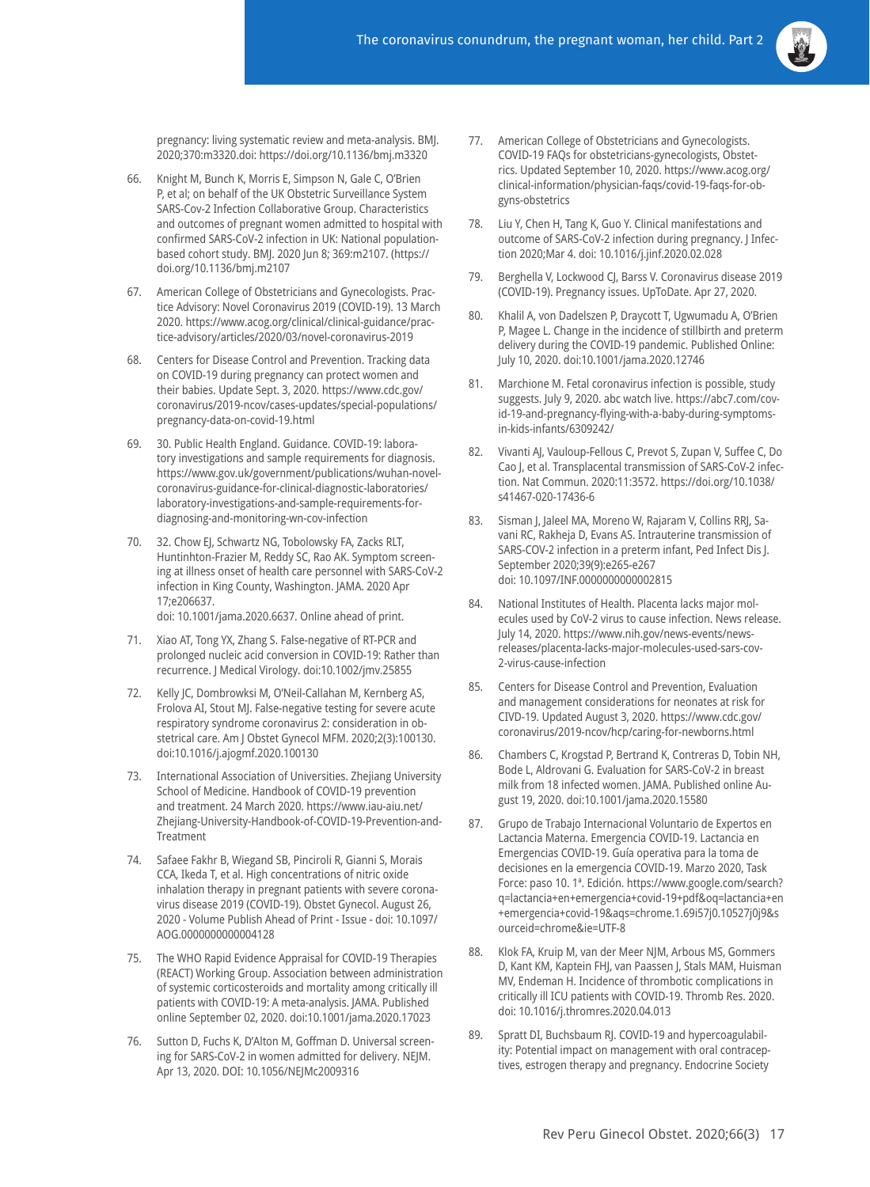pregnancy: living systematic review and meta-analysis. BMJ. 2020;370:m3320.doi: https://doi.org/10.1136/bmj.m3320

66. Knight M, Bunch K, Morris E, Simpson N, Gale C, O'Brien P, et al; on behalf of the UK Obstetric Surveillance System SARS-Cov-2 Infection Collaborative Group. Characteristics and outcomes of pregnant women admitted to hospital with confirmed SARS-CoV-2 infection in UK: National population-based cohort study. BMJ. 2020 Jun 8; 369:m2107. (https://doi.org/10.1136/bmj.m2107

67. American College of Obstetricians and Gynecologists. Practice Advisory: Novel Coronavirus 2019 (COVID-19). 13 March 2020. https://www.acog.org/clinical/clinical-guidance/practice-advisory/articles/2020/03/novel-coronavirus-2019

68. Centers for Disease Control and Prevention. Tracking data on COVID-19 during pregnancy can protect women and their babies. Update Sept. 3, 2020. https://www.cdc.gov/coronavirus/2019-ncov/cases-updates/special-populations/pregnancy-data-on-covid-19.html

69. 30. Public Health England. Guidance. COVID-19: laboratory investigations and sample requirements for diagnosis. https://www.gov.uk/government/publications/wuhan-novel-coronavirus-guidance-for-clinical-diagnostic-laboratories/laboratory-investigations-and-sample-requirements-for-diagnosing-and-monitoring-wn-cov-infection

70. 32. Chow EJ, Schwartz NG, Tobolowsky FA, Zacks RLT, Huntinhton-Frazier M, Reddy SC, Rao AK. Symptom screening at illness onset of health care personnel with SARS-CoV-2 infection in King County, Washington. JAMA. 2020 Apr 17;e206637.
doi: 10.1001/jama.2020.6637. Online ahead of print.

71. Xiao AT, Tong YX, Zhang S. False-negative of RT-PCR and prolonged nucleic acid conversion in COVID-19: Rather than recurrence. J Medical Virology. doi:10.1002/jmv.25855

72. Kelly JC, Dombrowksi M, O'Neil-Callahan M, Kernberg AS, Frolova AI, Stout MJ. False-negative testing for severe acute respiratory syndrome coronavirus 2: consideration in obstetrical care. Am J Obstet Gynecol MFM. 2020;2(3):100130. doi:10.1016/j.ajogmf.2020.100130

73. International Association of Universities. Zhejiang University School of Medicine. Handbook of COVID-19 prevention and treatment. 24 March 2020. https://www.iau-aiu.net/Zhejiang-University-Handbook-of-COVID-19-Prevention-and-Treatment

74. Safaee Fakhr B, Wiegand SB, Pinciroli R, Gianni S, Morais CCA, Ikeda T, et al. High concentrations of nitric oxide inhalation therapy in pregnant patients with severe coronavirus disease 2019 (COVID-19). Obstet Gynecol. August 26, 2020 - Volume Publish Ahead of Print - Issue - doi: 10.1097/AOG.0000000000004128

75. The WHO Rapid Evidence Appraisal for COVID-19 Therapies (REACT) Working Group. Association between administration of systemic corticosteroids and mortality among critically ill patients with COVID-19: A meta-analysis. JAMA. Published online September 02, 2020. doi:10.1001/jama.2020.17023

76. Sutton D, Fuchs K, D'Alton M, Goffman D. Universal screening for SARS-CoV-2 in women admitted for delivery. NEJM. Apr 13, 2020. DOI: 10.1056/NEJMc2009316

77. American College of Obstetricians and Gynecologists. COVID-19 FAQs for obstetricians-gynecologists, Obstetrics. Updated September 10, 2020. https://www.acog.org/clinical-information/physician-faqs/covid-19-faqs-for-ob-gyns-obstetrics

78. Liu Y, Chen H, Tang K, Guo Y. Clinical manifestations and outcome of SARS-CoV-2 infection during pregnancy. J Infection 2020;Mar 4. doi: 10.1016/j.jinf.2020.02.028

79. Berghella V, Lockwood CJ, Barss V. Coronavirus disease 2019 (COVID-19). Pregnancy issues. UpToDate. Apr 27, 2020.

80. Khalil A, von Dadelszen P, Draycott T, Ugwumadu A, O'Brien P, Magee L. Change in the incidence of stillbirth and preterm delivery during the COVID-19 pandemic. Published Online: July 10, 2020. doi:10.1001/jama.2020.12746

81. Marchione M. Fetal coronavirus infection is possible, study suggests. July 9, 2020. abc watch live. https://abc7.com/covid-19-and-pregnancy-flying-with-a-baby-during-symptoms-in-kids-infants/6309242/

82. Vivanti AJ, Vauloup-Fellous C, Prevot S, Zupan V, Suffee C, Do Cao J, et al. Transplacental transmission of SARS-CoV-2 infection. Nat Commun. 2020:11:3572. https://doi.org/10.1038/s41467-020-17436-6

83. Sisman J, Jaleel MA, Moreno W, Rajaram V, Collins RRJ, Savani RC, Rakheja D, Evans AS. Intrauterine transmission of SARS-COV-2 infection in a preterm infant, Ped Infect Dis J. September 2020;39(9):e265-e267
doi: 10.1097/INF.0000000000002815

84. National Institutes of Health. Placenta lacks major molecules used by CoV-2 virus to cause infection. News release. July 14, 2020. https://www.nih.gov/news-events/news-releases/placenta-lacks-major-molecules-used-sars-cov-2-virus-cause-infection

85. Centers for Disease Control and Prevention, Evaluation and management considerations for neonates at risk for CIVD-19. Updated August 3, 2020. https://www.cdc.gov/coronavirus/2019-ncov/hcp/caring-for-newborns.html

86. Chambers C, Krogstad P, Bertrand K, Contreras D, Tobin NH, Bode L, Aldrovani G. Evaluation for SARS-CoV-2 in breast milk from 18 infected women. JAMA. Published online August 19, 2020. doi:10.1001/jama.2020.15580

87. Grupo de Trabajo Internacional Voluntario de Expertos en Lactancia Materna. Emergencia COVID-19. Lactancia en Emergencias COVID-19. Guía operativa para la toma de decisiones en la emergencia COVID-19. Marzo 2020, Task Force: paso 10. 1ª. Edición. https://www.google.com/search?q=lactancia+en+emergencia+covid-19+pdf&oq=lactancia+en+emergencia+covid-19&aqs=chrome.1.69i57j0.10527j0j9&sourceid=chrome&ie=UTF-8

88. Klok FA, Kruip M, van der Meer NJM, Arbous MS, Gommers D, Kant KM, Kaptein FHJ, van Paassen J, Stals MAM, Huisman MV, Endeman H. Incidence of thrombotic complications in critically ill ICU patients with COVID-19. Thromb Res. 2020. doi: 10.1016/j.thromres.2020.04.013

89. Spratt DI, Buchsbaum RJ. COVID-19 and hypercoagulability: Potential impact on management with oral contraceptives, estrogen therapy and pregnancy. Endocrine Society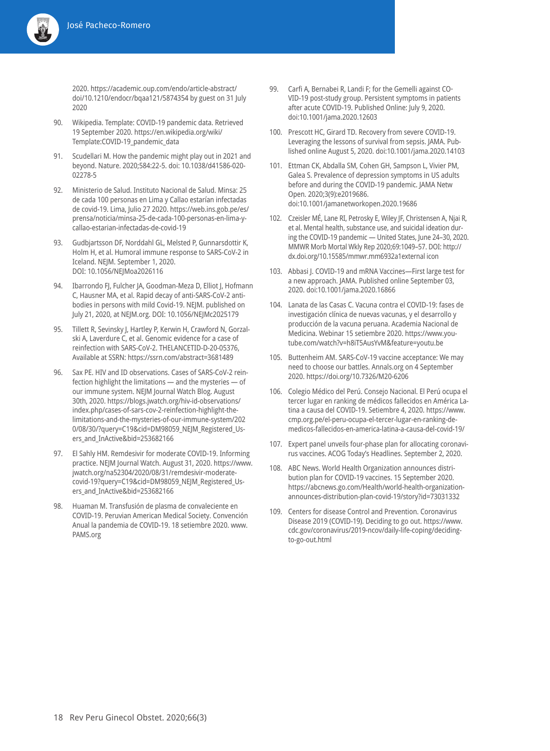2020. https://academic.oup.com/endo/article-abstract/doi/10.1210/endocr/bqaa121/5874354 by guest on 31 July 2020

90. Wikipedia. Template: COVID-19 pandemic data. Retrieved 19 September 2020. https://en.wikipedia.org/wiki/Template:COVID-19_pandemic_data
91. Scudellari M. How the pandemic might play out in 2021 and beyond. Nature. 2020;584:22-5. doi: 10.1038/d41586-020-02278-5
92. Ministerio de Salud. Instituto Nacional de Salud. Minsa: 25 de cada 100 personas en Lima y Callao estarían infectadas de covid-19. Lima, Julio 27 2020. https://web.ins.gob.pe/es/prensa/noticia/minsa-25-de-cada-100-personas-en-lima-y-callao-estarian-infectadas-de-covid-19
93. Gudbjartsson DF, Norddahl GL, Melsted P, Gunnarsdottir K, Holm H, et al. Humoral immune response to SARS-CoV-2 in Iceland. NEJM. September 1, 2020. DOI: 10.1056/NEJMoa2026116
94. Ibarrondo FJ, Fulcher JA, Goodman-Meza D, Elliot J, Hofmann C, Hausner MA, et al. Rapid decay of anti-SARS-CoV-2 antibodies in persons with mild Covid-19. NEJM. published on July 21, 2020, at NEJM.org. DOI: 10.1056/NEJMc2025179
95. Tillett R, Sevinsky J, Hartley P, Kerwin H, Crawford N, Gorzalski A, Laverdure C, et al. Genomic evidence for a case of reinfection with SARS-CoV-2. THELANCETID-D-20-05376, Available at SSRN: https://ssrn.com/abstract=3681489
96. Sax PE. HIV and ID observations. Cases of SARS-CoV-2 reinfection highlight the limitations — and the mysteries — of our immune system. NEJM Journal Watch Blog. August 30th, 2020. https://blogs.jwatch.org/hiv-id-observations/index.php/cases-of-sars-cov-2-reinfection-highlight-the-limitations-and-the-mysteries-of-our-immune-system/2020/08/30/?query=C19&cid=DM98059_NEJM_Registered_Users_and_InActive&bid=253682166
97. El Sahly HM. Remdesivir for moderate COVID-19. Informing practice. NEJM Journal Watch. August 31, 2020. https://www.jwatch.org/na52304/2020/08/31/remdesivir-moderate-covid-19?query=C19&cid=DM98059_NEJM_Registered_Users_and_InActive&bid=253682166
98. Huaman M. Transfusión de plasma de convaleciente en COVID-19. Peruvian American Medical Society. Convención Anual la pandemia de COVID-19. 18 setiembre 2020. www.PAMS.org
99. Carfi A, Bernabei R, Landi F; for the Gemelli against COVID-19 post-study group. Persistent symptoms in patients after acute COVID-19. Published Online: July 9, 2020. doi:10.1001/jama.2020.12603
100. Prescott HC, Girard TD. Recovery from severe COVID-19. Leveraging the lessons of survival from sepsis. JAMA. Published online August 5, 2020. doi:10.1001/jama.2020.14103
101. Ettman CK, Abdalla SM, Cohen GH, Sampson L, Vivier PM, Galea S. Prevalence of depression symptoms in US adults before and during the COVID-19 pandemic. JAMA Netw Open. 2020;3(9):e2019686. doi:10.1001/jamanetworkopen.2020.19686
102. Czeisler MÉ, Lane RI, Petrosky E, Wiley JF, Christensen A, Njai R, et al. Mental health, substance use, and suicidal ideation during the COVID-19 pandemic — United States, June 24–30, 2020. MMWR Morb Mortal Wkly Rep 2020;69:1049–57. DOI: http://dx.doi.org/10.15585/mmwr.mm6932a1external icon
103. Abbasi J. COVID-19 and mRNA Vaccines—First large test for a new approach. JAMA. Published online September 03, 2020. doi:10.1001/jama.2020.16866
104. Lanata de las Casas C. Vacuna contra el COVID-19: fases de investigación clínica de nuevas vacunas, y el desarrollo y producción de la vacuna peruana. Academia Nacional de Medicina. Webinar 15 setiembre 2020. https://www.youtube.com/watch?v=h8iT5AusYvM&feature=youtu.be
105. Buttenheim AM. SARS-CoV-19 vaccine acceptance: We may need to choose our battles. Annals.org on 4 September 2020. https://doi.org/10.7326/M20-6206
106. Colegio Médico del Perú. Consejo Nacional. El Perú ocupa el tercer lugar en ranking de médicos fallecidos en América Latina a causa del COVID-19. Setiembre 4, 2020. https://www.cmp.org.pe/el-peru-ocupa-el-tercer-lugar-en-ranking-de-medicos-fallecidos-en-america-latina-a-causa-del-covid-19/
107. Expert panel unveils four-phase plan for allocating coronavirus vaccines. ACOG Today's Headlines. September 2, 2020.
108. ABC News. World Health Organization announces distribution plan for COVID-19 vaccines. 15 September 2020. https://abcnews.go.com/Health/world-health-organization-announces-distribution-plan-covid-19/story?id=73031332
109. Centers for disease Control and Prevention. Coronavirus Disease 2019 (COVID-19). Deciding to go out. https://www.cdc.gov/coronavirus/2019-ncov/daily-life-coping/deciding-to-go-out.html